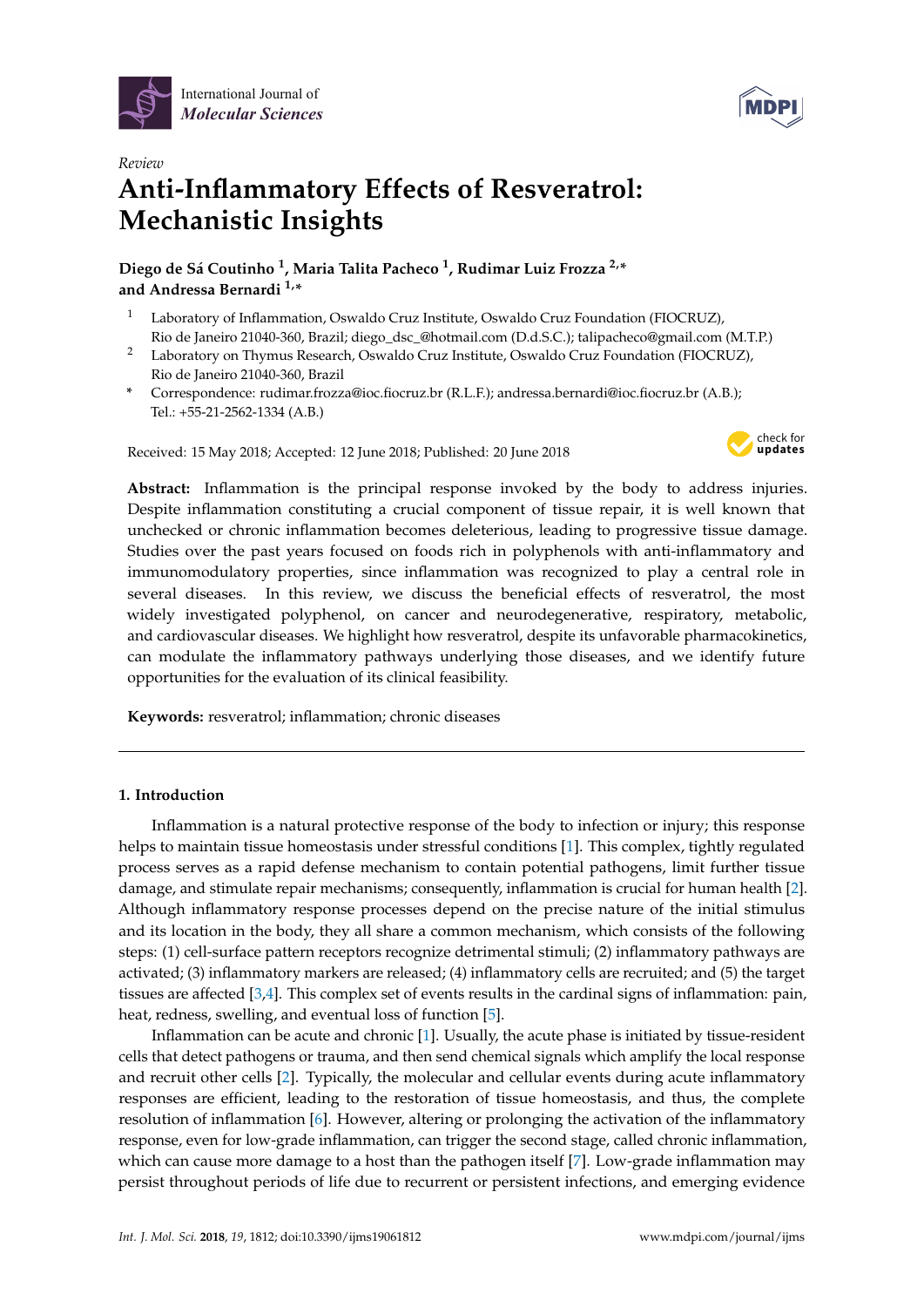*Review*

# Anti-Inflammatory Effects of Resveratrol: Mechanistic Insights

**Diego de Sá Coutinho [1], Maria Talita Pacheco [1], Rudimar Luiz Frozza [2,*] and Andressa Bernardi [1,*]**

[1] Laboratory of Inflammation, Oswaldo Cruz Institute, Oswaldo Cruz Foundation (FIOCRUZ), Rio de Janeiro 21040-360, Brazil; diego_dsc_@hotmail.com (D.d.S.C.); talipacheco@gmail.com (M.T.P.)

[2] Laboratory on Thymus Research, Oswaldo Cruz Institute, Oswaldo Cruz Foundation (FIOCRUZ), Rio de Janeiro 21040-360, Brazil

[*] Correspondence: rudimar.frozza@ioc.fiocruz.br (R.L.F.); andressa.bernardi@ioc.fiocruz.br (A.B.); Tel.: +55-21-2562-1334 (A.B.)

Received: 15 May 2018; Accepted: 12 June 2018; Published: 20 June 2018

**Abstract:** Inflammation is the principal response invoked by the body to address injuries. Despite inflammation constituting a crucial component of tissue repair, it is well known that unchecked or chronic inflammation becomes deleterious, leading to progressive tissue damage. Studies over the past years focused on foods rich in polyphenols with anti-inflammatory and immunomodulatory properties, since inflammation was recognized to play a central role in several diseases. In this review, we discuss the beneficial effects of resveratrol, the most widely investigated polyphenol, on cancer and neurodegenerative, respiratory, metabolic, and cardiovascular diseases. We highlight how resveratrol, despite its unfavorable pharmacokinetics, can modulate the inflammatory pathways underlying those diseases, and we identify future opportunities for the evaluation of its clinical feasibility.

**Keywords:** resveratrol; inflammation; chronic diseases

## 1. Introduction

Inflammation is a natural protective response of the body to infection or injury; this response helps to maintain tissue homeostasis under stressful conditions [1]. This complex, tightly regulated process serves as a rapid defense mechanism to contain potential pathogens, limit further tissue damage, and stimulate repair mechanisms; consequently, inflammation is crucial for human health [2]. Although inflammatory response processes depend on the precise nature of the initial stimulus and its location in the body, they all share a common mechanism, which consists of the following steps: (1) cell-surface pattern receptors recognize detrimental stimuli; (2) inflammatory pathways are activated; (3) inflammatory markers are released; (4) inflammatory cells are recruited; and (5) the target tissues are affected [3,4]. This complex set of events results in the cardinal signs of inflammation: pain, heat, redness, swelling, and eventual loss of function [5].

Inflammation can be acute and chronic [1]. Usually, the acute phase is initiated by tissue-resident cells that detect pathogens or trauma, and then send chemical signals which amplify the local response and recruit other cells [2]. Typically, the molecular and cellular events during acute inflammatory responses are efficient, leading to the restoration of tissue homeostasis, and thus, the complete resolution of inflammation [6]. However, altering or prolonging the activation of the inflammatory response, even for low-grade inflammation, can trigger the second stage, called chronic inflammation, which can cause more damage to a host than the pathogen itself [7]. Low-grade inflammation may persist throughout periods of life due to recurrent or persistent infections, and emerging evidence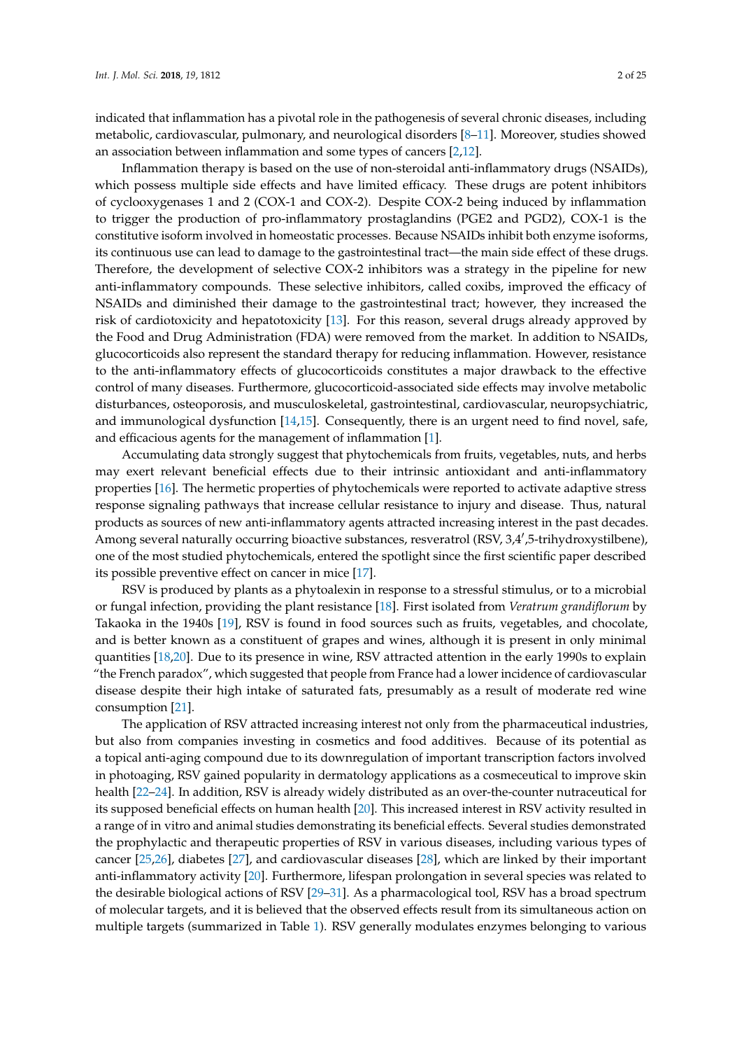indicated that inflammation has a pivotal role in the pathogenesis of several chronic diseases, including metabolic, cardiovascular, pulmonary, and neurological disorders [8–11]. Moreover, studies showed an association between inflammation and some types of cancers [2,12].

Inflammation therapy is based on the use of non-steroidal anti-inflammatory drugs (NSAIDs), which possess multiple side effects and have limited efficacy. These drugs are potent inhibitors of cyclooxygenases 1 and 2 (COX-1 and COX-2). Despite COX-2 being induced by inflammation to trigger the production of pro-inflammatory prostaglandins (PGE2 and PGD2), COX-1 is the constitutive isoform involved in homeostatic processes. Because NSAIDs inhibit both enzyme isoforms, its continuous use can lead to damage to the gastrointestinal tract—the main side effect of these drugs. Therefore, the development of selective COX-2 inhibitors was a strategy in the pipeline for new anti-inflammatory compounds. These selective inhibitors, called coxibs, improved the efficacy of NSAIDs and diminished their damage to the gastrointestinal tract; however, they increased the risk of cardiotoxicity and hepatotoxicity [13]. For this reason, several drugs already approved by the Food and Drug Administration (FDA) were removed from the market. In addition to NSAIDs, glucocorticoids also represent the standard therapy for reducing inflammation. However, resistance to the anti-inflammatory effects of glucocorticoids constitutes a major drawback to the effective control of many diseases. Furthermore, glucocorticoid-associated side effects may involve metabolic disturbances, osteoporosis, and musculoskeletal, gastrointestinal, cardiovascular, neuropsychiatric, and immunological dysfunction [14,15]. Consequently, there is an urgent need to find novel, safe, and efficacious agents for the management of inflammation [1].

Accumulating data strongly suggest that phytochemicals from fruits, vegetables, nuts, and herbs may exert relevant beneficial effects due to their intrinsic antioxidant and anti-inflammatory properties [16]. The hermetic properties of phytochemicals were reported to activate adaptive stress response signaling pathways that increase cellular resistance to injury and disease. Thus, natural products as sources of new anti-inflammatory agents attracted increasing interest in the past decades. Among several naturally occurring bioactive substances, resveratrol (RSV, 3,4′,5-trihydroxystilbene), one of the most studied phytochemicals, entered the spotlight since the first scientific paper described its possible preventive effect on cancer in mice [17].

RSV is produced by plants as a phytoalexin in response to a stressful stimulus, or to a microbial or fungal infection, providing the plant resistance [18]. First isolated from *Veratrum grandiflorum* by Takaoka in the 1940s [19], RSV is found in food sources such as fruits, vegetables, and chocolate, and is better known as a constituent of grapes and wines, although it is present in only minimal quantities [18,20]. Due to its presence in wine, RSV attracted attention in the early 1990s to explain "the French paradox", which suggested that people from France had a lower incidence of cardiovascular disease despite their high intake of saturated fats, presumably as a result of moderate red wine consumption [21].

The application of RSV attracted increasing interest not only from the pharmaceutical industries, but also from companies investing in cosmetics and food additives. Because of its potential as a topical anti-aging compound due to its downregulation of important transcription factors involved in photoaging, RSV gained popularity in dermatology applications as a cosmeceutical to improve skin health [22–24]. In addition, RSV is already widely distributed as an over-the-counter nutraceutical for its supposed beneficial effects on human health [20]. This increased interest in RSV activity resulted in a range of in vitro and animal studies demonstrating its beneficial effects. Several studies demonstrated the prophylactic and therapeutic properties of RSV in various diseases, including various types of cancer [25,26], diabetes [27], and cardiovascular diseases [28], which are linked by their important anti-inflammatory activity [20]. Furthermore, lifespan prolongation in several species was related to the desirable biological actions of RSV [29–31]. As a pharmacological tool, RSV has a broad spectrum of molecular targets, and it is believed that the observed effects result from its simultaneous action on multiple targets (summarized in Table 1). RSV generally modulates enzymes belonging to various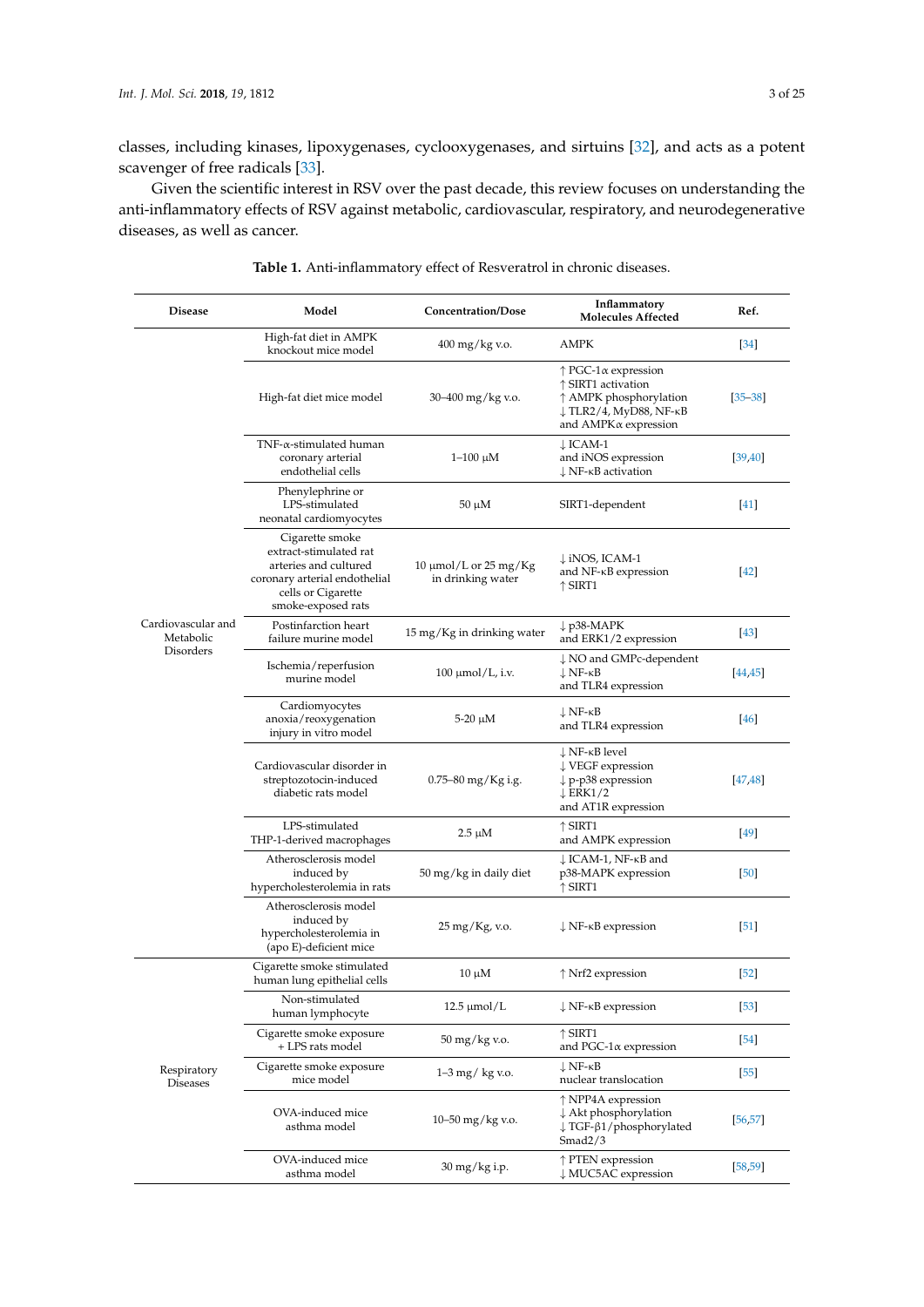classes, including kinases, lipoxygenases, cyclooxygenases, and sirtuins [32], and acts as a potent scavenger of free radicals [33].

Given the scientific interest in RSV over the past decade, this review focuses on understanding the anti-inflammatory effects of RSV against metabolic, cardiovascular, respiratory, and neurodegenerative diseases, as well as cancer.

**Table 1.** Anti-inflammatory effect of Resveratrol in chronic diseases.

| Disease | Model | Concentration/Dose | Inflammatory Molecules Affected | Ref. |
|---|---|---|---|---|
| Cardiovascular and Metabolic Disorders | High-fat diet in AMPK knockout mice model | 400 mg/kg v.o. | AMPK | [34] |
| | High-fat diet mice model | 30–400 mg/kg v.o. | ↑ PGC-1α expression<br>↑ SIRT1 activation<br>↑ AMPK phosphorylation<br>↓ TLR2/4, MyD88, NF-κB and AMPKα expression | [35–38] |
| | TNF-α-stimulated human coronary arterial endothelial cells | 1–100 μM | ↓ ICAM-1 and iNOS expression<br>↓ NF-κB activation | [39,40] |
| | Phenylephrine or LPS-stimulated neonatal cardiomyocytes | 50 μM | SIRT1-dependent | [41] |
| | Cigarette smoke extract-stimulated rat arteries and cultured coronary arterial endothelial cells or Cigarette smoke-exposed rats | 10 μmol/L or 25 mg/Kg in drinking water | ↓ iNOS, ICAM-1 and NF-κB expression<br>↑ SIRT1 | [42] |
| | Postinfarction heart failure murine model | 15 mg/Kg in drinking water | ↓ p38-MAPK and ERK1/2 expression | [43] |
| | Ischemia/reperfusion murine model | 100 μmol/L, i.v. | ↓ NO and GMPc-dependent<br>↓ NF-κB and TLR4 expression | [44,45] |
| | Cardiomyocytes anoxia/reoxygenation injury in vitro model | 5-20 μM | ↓ NF-κB and TLR4 expression | [46] |
| | Cardiovascular disorder in streptozotocin-induced diabetic rats model | 0.75–80 mg/Kg i.g. | ↓ NF-κB level<br>↓ VEGF expression<br>↓ p-p38 expression<br>↓ ERK1/2 and AT1R expression | [47,48] |
| | LPS-stimulated THP-1-derived macrophages | 2.5 μM | ↑ SIRT1 and AMPK expression | [49] |
| | Atherosclerosis model induced by hypercholesterolemia in rats | 50 mg/kg in daily diet | ↓ ICAM-1, NF-κB and p38-MAPK expression<br>↑ SIRT1 | [50] |
| | Atherosclerosis model induced by hypercholesterolemia in (apo E)-deficient mice | 25 mg/Kg, v.o. | ↓ NF-κB expression | [51] |
| Respiratory Diseases | Cigarette smoke stimulated human lung epithelial cells | 10 μM | ↑ Nrf2 expression | [52] |
| | Non-stimulated human lymphocyte | 12.5 μmol/L | ↓ NF-κB expression | [53] |
| | Cigarette smoke exposure + LPS rats model | 50 mg/kg v.o. | ↑ SIRT1 and PGC-1α expression | [54] |
| | Cigarette smoke exposure mice model | 1–3 mg/ kg v.o. | ↓ NF-κB nuclear translocation | [55] |
| | OVA-induced mice asthma model | 10–50 mg/kg v.o. | ↑ NPP4A expression<br>↓ Akt phosphorylation<br>↓ TGF-β1/phosphorylated Smad2/3 | [56,57] |
| | OVA-induced mice asthma model | 30 mg/kg i.p. | ↑ PTEN expression<br>↓ MUC5AC expression | [58,59] |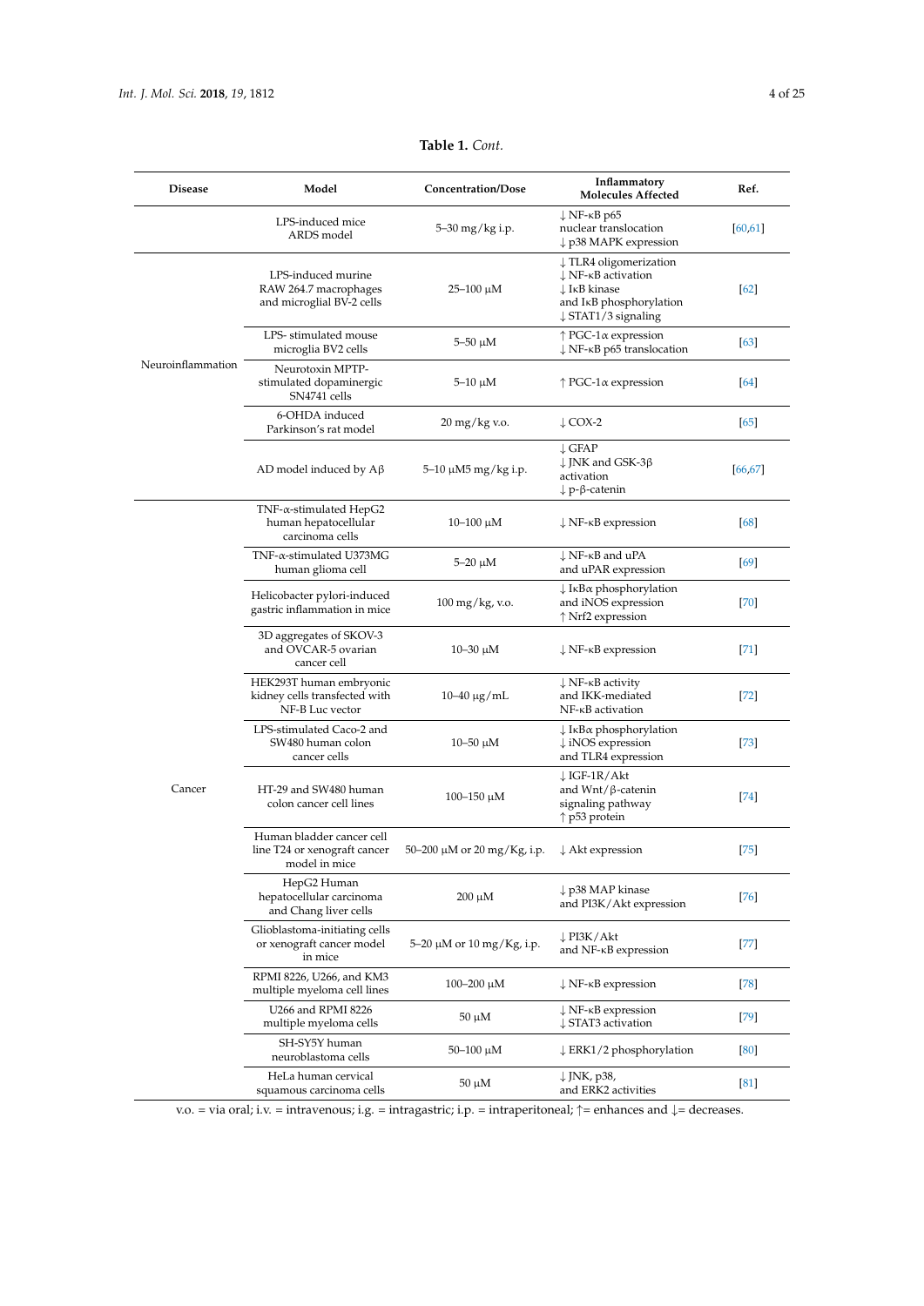**Table 1.** *Cont.*

| Disease | Model | Concentration/Dose | Inflammatory Molecules Affected | Ref. |
|---|---|---|---|---|
| | LPS-induced mice ARDS model | 5–30 mg/kg i.p. | ↓ NF-κB p65 nuclear translocation<br>↓ p38 MAPK expression | [60,61] |
| Neuroinflammation | LPS-induced murine RAW 264.7 macrophages and microglial BV-2 cells | 25–100 μM | ↓ TLR4 oligomerization<br>↓ NF-κB activation<br>↓ IκB kinase and IκB phosphorylation<br>↓ STAT1/3 signaling | [62] |
| | LPS- stimulated mouse microglia BV2 cells | 5–50 μM | ↑ PGC-1α expression<br>↓ NF-κB p65 translocation | [63] |
| | Neurotoxin MPTP-stimulated dopaminergic SN4741 cells | 5–10 μM | ↑ PGC-1α expression | [64] |
| | 6-OHDA induced Parkinson's rat model | 20 mg/kg v.o. | ↓ COX-2 | [65] |
| | AD model induced by Aβ | 5–10 μM5 mg/kg i.p. | ↓ GFAP<br>↓ JNK and GSK-3β activation<br>↓ p-β-catenin | [66,67] |
| Cancer | TNF-α-stimulated HepG2 human hepatocellular carcinoma cells | 10–100 μM | ↓ NF-κB expression | [68] |
| | TNF-α-stimulated U373MG human glioma cell | 5–20 μM | ↓ NF-κB and uPA and uPAR expression | [69] |
| | Helicobacter pylori-induced gastric inflammation in mice | 100 mg/kg, v.o. | ↓ IκBα phosphorylation and iNOS expression<br>↑ Nrf2 expression | [70] |
| | 3D aggregates of SKOV-3 and OVCAR-5 ovarian cancer cell | 10–30 μM | ↓ NF-κB expression | [71] |
| | HEK293T human embryonic kidney cells transfected with NF-B Luc vector | 10–40 μg/mL | ↓ NF-κB activity and IKK-mediated NF-κB activation | [72] |
| | LPS-stimulated Caco-2 and SW480 human colon cancer cells | 10–50 μM | ↓ IκBα phosphorylation<br>↓ iNOS expression and TLR4 expression | [73] |
| | HT-29 and SW480 human colon cancer cell lines | 100–150 μM | ↓ IGF-1R/Akt and Wnt/β-catenin signaling pathway<br>↑ p53 protein | [74] |
| | Human bladder cancer cell line T24 or xenograft cancer model in mice | 50–200 μM or 20 mg/Kg, i.p. | ↓ Akt expression | [75] |
| | HepG2 Human hepatocellular carcinoma and Chang liver cells | 200 μM | ↓ p38 MAP kinase and PI3K/Akt expression | [76] |
| | Glioblastoma-initiating cells or xenograft cancer model in mice | 5–20 μM or 10 mg/Kg, i.p. | ↓ PI3K/Akt and NF-κB expression | [77] |
| | RPMI 8226, U266, and KM3 multiple myeloma cell lines | 100–200 μM | ↓ NF-κB expression | [78] |
| | U266 and RPMI 8226 multiple myeloma cells | 50 μM | ↓ NF-κB expression<br>↓ STAT3 activation | [79] |
| | SH-SY5Y human neuroblastoma cells | 50–100 μM | ↓ ERK1/2 phosphorylation | [80] |
| | HeLa human cervical squamous carcinoma cells | 50 μM | ↓ JNK, p38, and ERK2 activities | [81] |

v.o. = via oral; i.v. = intravenous; i.g. = intragastric; i.p. = intraperitoneal; ↑= enhances and ↓= decreases.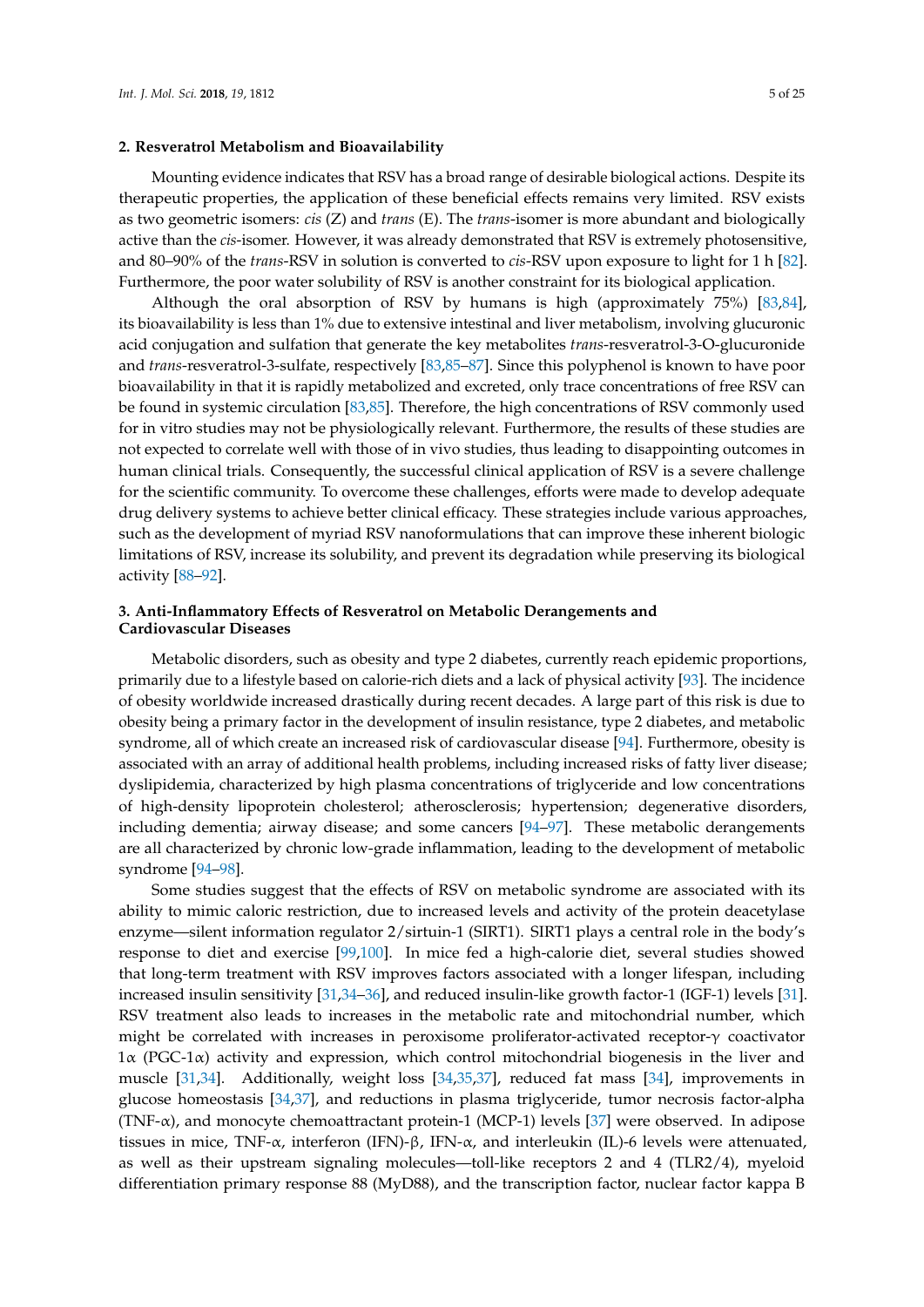## 2. Resveratrol Metabolism and Bioavailability

Mounting evidence indicates that RSV has a broad range of desirable biological actions. Despite its therapeutic properties, the application of these beneficial effects remains very limited. RSV exists as two geometric isomers: *cis* (Z) and *trans* (E). The *trans*-isomer is more abundant and biologically active than the *cis*-isomer. However, it was already demonstrated that RSV is extremely photosensitive, and 80–90% of the *trans*-RSV in solution is converted to *cis*-RSV upon exposure to light for 1 h [82]. Furthermore, the poor water solubility of RSV is another constraint for its biological application.

Although the oral absorption of RSV by humans is high (approximately 75%) [83,84], its bioavailability is less than 1% due to extensive intestinal and liver metabolism, involving glucuronic acid conjugation and sulfation that generate the key metabolites *trans*-resveratrol-3-O-glucuronide and *trans*-resveratrol-3-sulfate, respectively [83,85–87]. Since this polyphenol is known to have poor bioavailability in that it is rapidly metabolized and excreted, only trace concentrations of free RSV can be found in systemic circulation [83,85]. Therefore, the high concentrations of RSV commonly used for in vitro studies may not be physiologically relevant. Furthermore, the results of these studies are not expected to correlate well with those of in vivo studies, thus leading to disappointing outcomes in human clinical trials. Consequently, the successful clinical application of RSV is a severe challenge for the scientific community. To overcome these challenges, efforts were made to develop adequate drug delivery systems to achieve better clinical efficacy. These strategies include various approaches, such as the development of myriad RSV nanoformulations that can improve these inherent biologic limitations of RSV, increase its solubility, and prevent its degradation while preserving its biological activity [88–92].

## 3. Anti-Inflammatory Effects of Resveratrol on Metabolic Derangements and Cardiovascular Diseases

Metabolic disorders, such as obesity and type 2 diabetes, currently reach epidemic proportions, primarily due to a lifestyle based on calorie-rich diets and a lack of physical activity [93]. The incidence of obesity worldwide increased drastically during recent decades. A large part of this risk is due to obesity being a primary factor in the development of insulin resistance, type 2 diabetes, and metabolic syndrome, all of which create an increased risk of cardiovascular disease [94]. Furthermore, obesity is associated with an array of additional health problems, including increased risks of fatty liver disease; dyslipidemia, characterized by high plasma concentrations of triglyceride and low concentrations of high-density lipoprotein cholesterol; atherosclerosis; hypertension; degenerative disorders, including dementia; airway disease; and some cancers [94–97]. These metabolic derangements are all characterized by chronic low-grade inflammation, leading to the development of metabolic syndrome [94–98].

Some studies suggest that the effects of RSV on metabolic syndrome are associated with its ability to mimic caloric restriction, due to increased levels and activity of the protein deacetylase enzyme—silent information regulator 2/sirtuin-1 (SIRT1). SIRT1 plays a central role in the body's response to diet and exercise [99,100]. In mice fed a high-calorie diet, several studies showed that long-term treatment with RSV improves factors associated with a longer lifespan, including increased insulin sensitivity [31,34–36], and reduced insulin-like growth factor-1 (IGF-1) levels [31]. RSV treatment also leads to increases in the metabolic rate and mitochondrial number, which might be correlated with increases in peroxisome proliferator-activated receptor-$\gamma$ coactivator 1$\alpha$ (PGC-1$\alpha$) activity and expression, which control mitochondrial biogenesis in the liver and muscle [31,34]. Additionally, weight loss [34,35,37], reduced fat mass [34], improvements in glucose homeostasis [34,37], and reductions in plasma triglyceride, tumor necrosis factor-alpha (TNF-$\alpha$), and monocyte chemoattractant protein-1 (MCP-1) levels [37] were observed. In adipose tissues in mice, TNF-$\alpha$, interferon (IFN)-$\beta$, IFN-$\alpha$, and interleukin (IL)-6 levels were attenuated, as well as their upstream signaling molecules—toll-like receptors 2 and 4 (TLR2/4), myeloid differentiation primary response 88 (MyD88), and the transcription factor, nuclear factor kappa B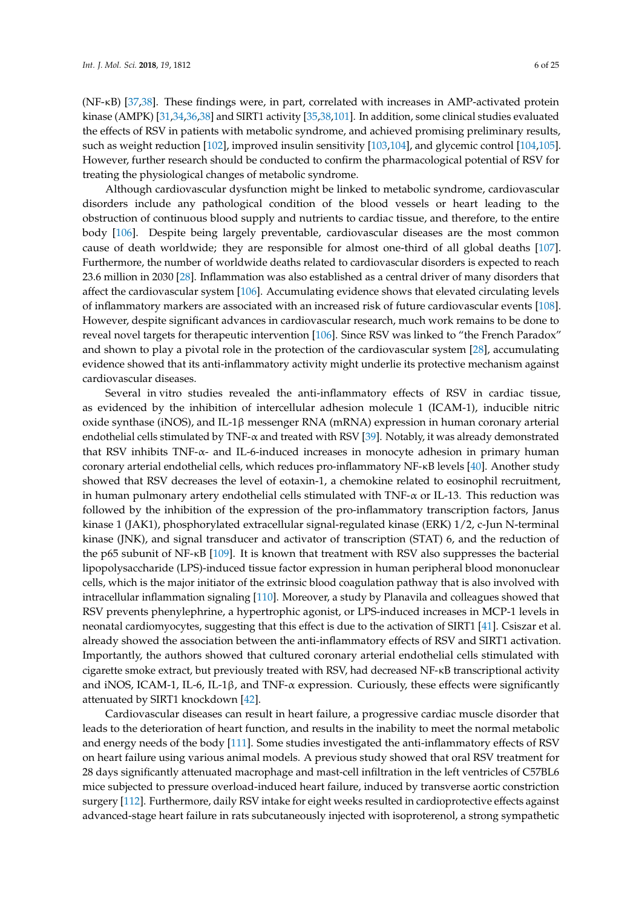(NF-κB) [37,38]. These findings were, in part, correlated with increases in AMP-activated protein kinase (AMPK) [31,34,36,38] and SIRT1 activity [35,38,101]. In addition, some clinical studies evaluated the effects of RSV in patients with metabolic syndrome, and achieved promising preliminary results, such as weight reduction [102], improved insulin sensitivity [103,104], and glycemic control [104,105]. However, further research should be conducted to confirm the pharmacological potential of RSV for treating the physiological changes of metabolic syndrome.

Although cardiovascular dysfunction might be linked to metabolic syndrome, cardiovascular disorders include any pathological condition of the blood vessels or heart leading to the obstruction of continuous blood supply and nutrients to cardiac tissue, and therefore, to the entire body [106]. Despite being largely preventable, cardiovascular diseases are the most common cause of death worldwide; they are responsible for almost one-third of all global deaths [107]. Furthermore, the number of worldwide deaths related to cardiovascular disorders is expected to reach 23.6 million in 2030 [28]. Inflammation was also established as a central driver of many disorders that affect the cardiovascular system [106]. Accumulating evidence shows that elevated circulating levels of inflammatory markers are associated with an increased risk of future cardiovascular events [108]. However, despite significant advances in cardiovascular research, much work remains to be done to reveal novel targets for therapeutic intervention [106]. Since RSV was linked to "the French Paradox" and shown to play a pivotal role in the protection of the cardiovascular system [28], accumulating evidence showed that its anti-inflammatory activity might underlie its protective mechanism against cardiovascular diseases.

Several in vitro studies revealed the anti-inflammatory effects of RSV in cardiac tissue, as evidenced by the inhibition of intercellular adhesion molecule 1 (ICAM-1), inducible nitric oxide synthase (iNOS), and IL-1β messenger RNA (mRNA) expression in human coronary arterial endothelial cells stimulated by TNF-α and treated with RSV [39]. Notably, it was already demonstrated that RSV inhibits TNF-α- and IL-6-induced increases in monocyte adhesion in primary human coronary arterial endothelial cells, which reduces pro-inflammatory NF-κB levels [40]. Another study showed that RSV decreases the level of eotaxin-1, a chemokine related to eosinophil recruitment, in human pulmonary artery endothelial cells stimulated with TNF-α or IL-13. This reduction was followed by the inhibition of the expression of the pro-inflammatory transcription factors, Janus kinase 1 (JAK1), phosphorylated extracellular signal-regulated kinase (ERK) 1/2, c-Jun N-terminal kinase (JNK), and signal transducer and activator of transcription (STAT) 6, and the reduction of the p65 subunit of NF-κB [109]. It is known that treatment with RSV also suppresses the bacterial lipopolysaccharide (LPS)-induced tissue factor expression in human peripheral blood mononuclear cells, which is the major initiator of the extrinsic blood coagulation pathway that is also involved with intracellular inflammation signaling [110]. Moreover, a study by Planavila and colleagues showed that RSV prevents phenylephrine, a hypertrophic agonist, or LPS-induced increases in MCP-1 levels in neonatal cardiomyocytes, suggesting that this effect is due to the activation of SIRT1 [41]. Csiszar et al. already showed the association between the anti-inflammatory effects of RSV and SIRT1 activation. Importantly, the authors showed that cultured coronary arterial endothelial cells stimulated with cigarette smoke extract, but previously treated with RSV, had decreased NF-κB transcriptional activity and iNOS, ICAM-1, IL-6, IL-1β, and TNF-α expression. Curiously, these effects were significantly attenuated by SIRT1 knockdown [42].

Cardiovascular diseases can result in heart failure, a progressive cardiac muscle disorder that leads to the deterioration of heart function, and results in the inability to meet the normal metabolic and energy needs of the body [111]. Some studies investigated the anti-inflammatory effects of RSV on heart failure using various animal models. A previous study showed that oral RSV treatment for 28 days significantly attenuated macrophage and mast-cell infiltration in the left ventricles of C57BL6 mice subjected to pressure overload-induced heart failure, induced by transverse aortic constriction surgery [112]. Furthermore, daily RSV intake for eight weeks resulted in cardioprotective effects against advanced-stage heart failure in rats subcutaneously injected with isoproterenol, a strong sympathetic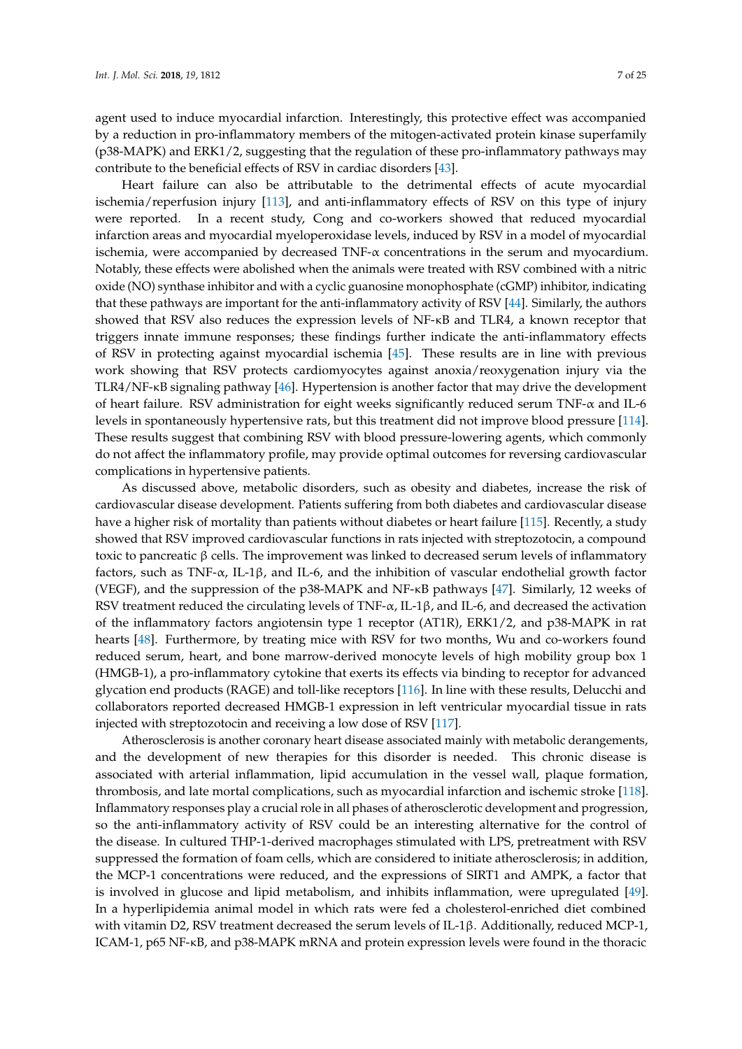agent used to induce myocardial infarction. Interestingly, this protective effect was accompanied by a reduction in pro-inflammatory members of the mitogen-activated protein kinase superfamily (p38-MAPK) and ERK1/2, suggesting that the regulation of these pro-inflammatory pathways may contribute to the beneficial effects of RSV in cardiac disorders [43].

Heart failure can also be attributable to the detrimental effects of acute myocardial ischemia/reperfusion injury [113], and anti-inflammatory effects of RSV on this type of injury were reported. In a recent study, Cong and co-workers showed that reduced myocardial infarction areas and myocardial myeloperoxidase levels, induced by RSV in a model of myocardial ischemia, were accompanied by decreased TNF-α concentrations in the serum and myocardium. Notably, these effects were abolished when the animals were treated with RSV combined with a nitric oxide (NO) synthase inhibitor and with a cyclic guanosine monophosphate (cGMP) inhibitor, indicating that these pathways are important for the anti-inflammatory activity of RSV [44]. Similarly, the authors showed that RSV also reduces the expression levels of NF-κB and TLR4, a known receptor that triggers innate immune responses; these findings further indicate the anti-inflammatory effects of RSV in protecting against myocardial ischemia [45]. These results are in line with previous work showing that RSV protects cardiomyocytes against anoxia/reoxygenation injury via the TLR4/NF-κB signaling pathway [46]. Hypertension is another factor that may drive the development of heart failure. RSV administration for eight weeks significantly reduced serum TNF-α and IL-6 levels in spontaneously hypertensive rats, but this treatment did not improve blood pressure [114]. These results suggest that combining RSV with blood pressure-lowering agents, which commonly do not affect the inflammatory profile, may provide optimal outcomes for reversing cardiovascular complications in hypertensive patients.

As discussed above, metabolic disorders, such as obesity and diabetes, increase the risk of cardiovascular disease development. Patients suffering from both diabetes and cardiovascular disease have a higher risk of mortality than patients without diabetes or heart failure [115]. Recently, a study showed that RSV improved cardiovascular functions in rats injected with streptozotocin, a compound toxic to pancreatic β cells. The improvement was linked to decreased serum levels of inflammatory factors, such as TNF-α, IL-1β, and IL-6, and the inhibition of vascular endothelial growth factor (VEGF), and the suppression of the p38-MAPK and NF-κB pathways [47]. Similarly, 12 weeks of RSV treatment reduced the circulating levels of TNF-α, IL-1β, and IL-6, and decreased the activation of the inflammatory factors angiotensin type 1 receptor (AT1R), ERK1/2, and p38-MAPK in rat hearts [48]. Furthermore, by treating mice with RSV for two months, Wu and co-workers found reduced serum, heart, and bone marrow-derived monocyte levels of high mobility group box 1 (HMGB-1), a pro-inflammatory cytokine that exerts its effects via binding to receptor for advanced glycation end products (RAGE) and toll-like receptors [116]. In line with these results, Delucchi and collaborators reported decreased HMGB-1 expression in left ventricular myocardial tissue in rats injected with streptozotocin and receiving a low dose of RSV [117].

Atherosclerosis is another coronary heart disease associated mainly with metabolic derangements, and the development of new therapies for this disorder is needed. This chronic disease is associated with arterial inflammation, lipid accumulation in the vessel wall, plaque formation, thrombosis, and late mortal complications, such as myocardial infarction and ischemic stroke [118]. Inflammatory responses play a crucial role in all phases of atherosclerotic development and progression, so the anti-inflammatory activity of RSV could be an interesting alternative for the control of the disease. In cultured THP-1-derived macrophages stimulated with LPS, pretreatment with RSV suppressed the formation of foam cells, which are considered to initiate atherosclerosis; in addition, the MCP-1 concentrations were reduced, and the expressions of SIRT1 and AMPK, a factor that is involved in glucose and lipid metabolism, and inhibits inflammation, were upregulated [49]. In a hyperlipidemia animal model in which rats were fed a cholesterol-enriched diet combined with vitamin D2, RSV treatment decreased the serum levels of IL-1β. Additionally, reduced MCP-1, ICAM-1, p65 NF-κB, and p38-MAPK mRNA and protein expression levels were found in the thoracic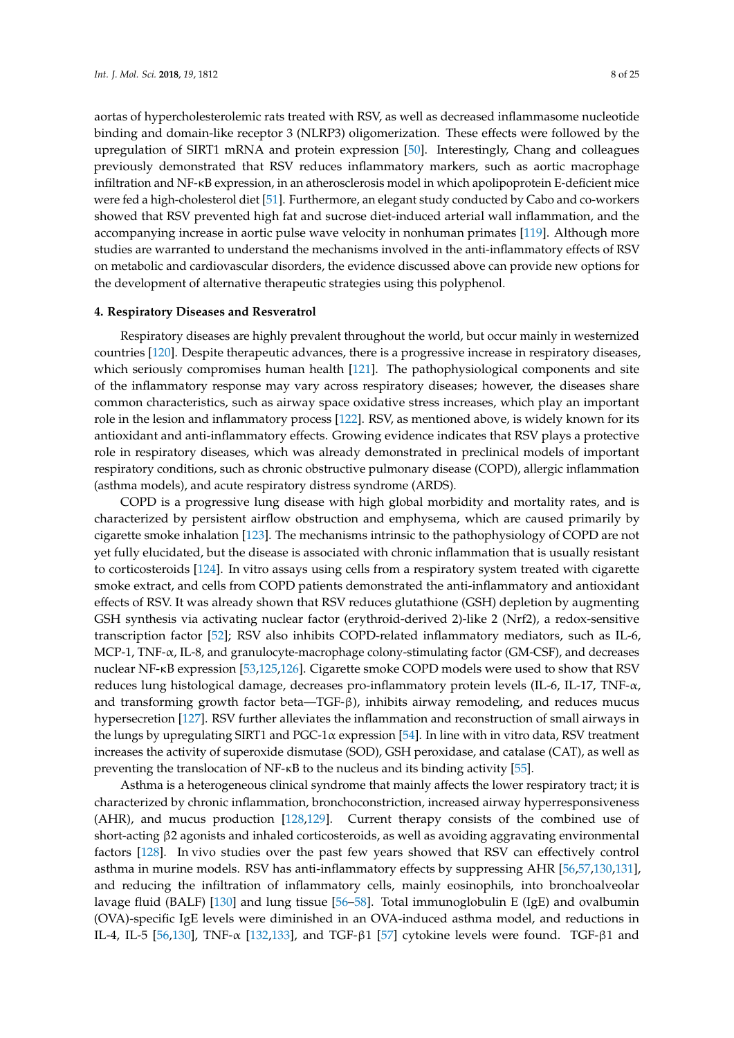aortas of hypercholesterolemic rats treated with RSV, as well as decreased inflammasome nucleotide binding and domain-like receptor 3 (NLRP3) oligomerization. These effects were followed by the upregulation of SIRT1 mRNA and protein expression [50]. Interestingly, Chang and colleagues previously demonstrated that RSV reduces inflammatory markers, such as aortic macrophage infiltration and NF-κB expression, in an atherosclerosis model in which apolipoprotein E-deficient mice were fed a high-cholesterol diet [51]. Furthermore, an elegant study conducted by Cabo and co-workers showed that RSV prevented high fat and sucrose diet-induced arterial wall inflammation, and the accompanying increase in aortic pulse wave velocity in nonhuman primates [119]. Although more studies are warranted to understand the mechanisms involved in the anti-inflammatory effects of RSV on metabolic and cardiovascular disorders, the evidence discussed above can provide new options for the development of alternative therapeutic strategies using this polyphenol.

#### 4. Respiratory Diseases and Resveratrol

Respiratory diseases are highly prevalent throughout the world, but occur mainly in westernized countries [120]. Despite therapeutic advances, there is a progressive increase in respiratory diseases, which seriously compromises human health [121]. The pathophysiological components and site of the inflammatory response may vary across respiratory diseases; however, the diseases share common characteristics, such as airway space oxidative stress increases, which play an important role in the lesion and inflammatory process [122]. RSV, as mentioned above, is widely known for its antioxidant and anti-inflammatory effects. Growing evidence indicates that RSV plays a protective role in respiratory diseases, which was already demonstrated in preclinical models of important respiratory conditions, such as chronic obstructive pulmonary disease (COPD), allergic inflammation (asthma models), and acute respiratory distress syndrome (ARDS).

COPD is a progressive lung disease with high global morbidity and mortality rates, and is characterized by persistent airflow obstruction and emphysema, which are caused primarily by cigarette smoke inhalation [123]. The mechanisms intrinsic to the pathophysiology of COPD are not yet fully elucidated, but the disease is associated with chronic inflammation that is usually resistant to corticosteroids [124]. In vitro assays using cells from a respiratory system treated with cigarette smoke extract, and cells from COPD patients demonstrated the anti-inflammatory and antioxidant effects of RSV. It was already shown that RSV reduces glutathione (GSH) depletion by augmenting GSH synthesis via activating nuclear factor (erythroid-derived 2)-like 2 (Nrf2), a redox-sensitive transcription factor [52]; RSV also inhibits COPD-related inflammatory mediators, such as IL-6, MCP-1, TNF-α, IL-8, and granulocyte-macrophage colony-stimulating factor (GM-CSF), and decreases nuclear NF-κB expression [53,125,126]. Cigarette smoke COPD models were used to show that RSV reduces lung histological damage, decreases pro-inflammatory protein levels (IL-6, IL-17, TNF-α, and transforming growth factor beta—TGF-β), inhibits airway remodeling, and reduces mucus hypersecretion [127]. RSV further alleviates the inflammation and reconstruction of small airways in the lungs by upregulating SIRT1 and PGC-1α expression [54]. In line with in vitro data, RSV treatment increases the activity of superoxide dismutase (SOD), GSH peroxidase, and catalase (CAT), as well as preventing the translocation of NF-κB to the nucleus and its binding activity [55].

Asthma is a heterogeneous clinical syndrome that mainly affects the lower respiratory tract; it is characterized by chronic inflammation, bronchoconstriction, increased airway hyperresponsiveness (AHR), and mucus production [128,129]. Current therapy consists of the combined use of short-acting β2 agonists and inhaled corticosteroids, as well as avoiding aggravating environmental factors [128]. In vivo studies over the past few years showed that RSV can effectively control asthma in murine models. RSV has anti-inflammatory effects by suppressing AHR [56,57,130,131], and reducing the infiltration of inflammatory cells, mainly eosinophils, into bronchoalveolar lavage fluid (BALF) [130] and lung tissue [56–58]. Total immunoglobulin E (IgE) and ovalbumin (OVA)-specific IgE levels were diminished in an OVA-induced asthma model, and reductions in IL-4, IL-5 [56,130], TNF-α [132,133], and TGF-β1 [57] cytokine levels were found. TGF-β1 and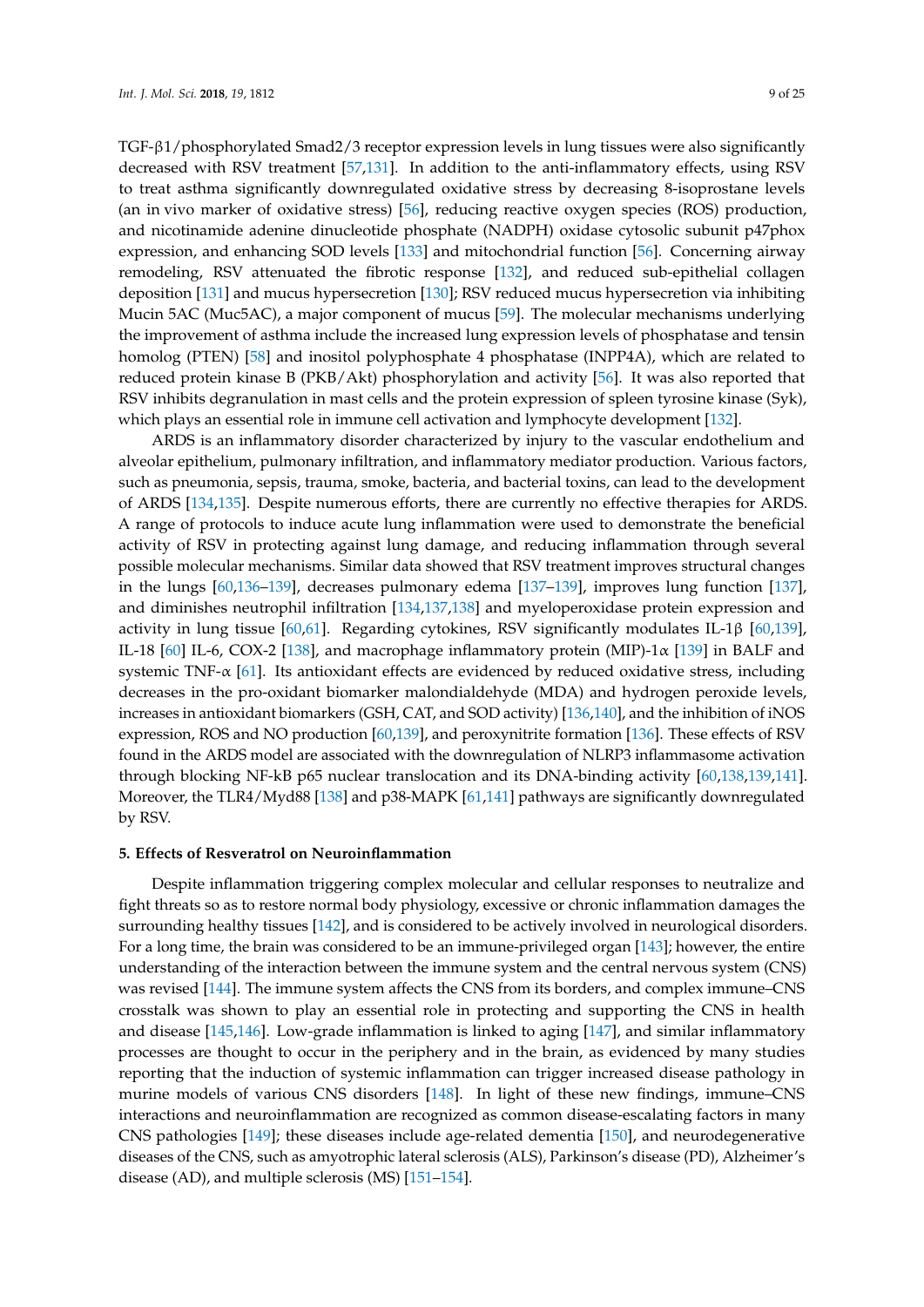TGF-β1/phosphorylated Smad2/3 receptor expression levels in lung tissues were also significantly decreased with RSV treatment [57,131]. In addition to the anti-inflammatory effects, using RSV to treat asthma significantly downregulated oxidative stress by decreasing 8-isoprostane levels (an in vivo marker of oxidative stress) [56], reducing reactive oxygen species (ROS) production, and nicotinamide adenine dinucleotide phosphate (NADPH) oxidase cytosolic subunit p47phox expression, and enhancing SOD levels [133] and mitochondrial function [56]. Concerning airway remodeling, RSV attenuated the fibrotic response [132], and reduced sub-epithelial collagen deposition [131] and mucus hypersecretion [130]; RSV reduced mucus hypersecretion via inhibiting Mucin 5AC (Muc5AC), a major component of mucus [59]. The molecular mechanisms underlying the improvement of asthma include the increased lung expression levels of phosphatase and tensin homolog (PTEN) [58] and inositol polyphosphate 4 phosphatase (INPP4A), which are related to reduced protein kinase B (PKB/Akt) phosphorylation and activity [56]. It was also reported that RSV inhibits degranulation in mast cells and the protein expression of spleen tyrosine kinase (Syk), which plays an essential role in immune cell activation and lymphocyte development [132].

ARDS is an inflammatory disorder characterized by injury to the vascular endothelium and alveolar epithelium, pulmonary infiltration, and inflammatory mediator production. Various factors, such as pneumonia, sepsis, trauma, smoke, bacteria, and bacterial toxins, can lead to the development of ARDS [134,135]. Despite numerous efforts, there are currently no effective therapies for ARDS. A range of protocols to induce acute lung inflammation were used to demonstrate the beneficial activity of RSV in protecting against lung damage, and reducing inflammation through several possible molecular mechanisms. Similar data showed that RSV treatment improves structural changes in the lungs [60,136–139], decreases pulmonary edema [137–139], improves lung function [137], and diminishes neutrophil infiltration [134,137,138] and myeloperoxidase protein expression and activity in lung tissue [60,61]. Regarding cytokines, RSV significantly modulates IL-1β [60,139], IL-18 [60] IL-6, COX-2 [138], and macrophage inflammatory protein (MIP)-1α [139] in BALF and systemic TNF-α [61]. Its antioxidant effects are evidenced by reduced oxidative stress, including decreases in the pro-oxidant biomarker malondialdehyde (MDA) and hydrogen peroxide levels, increases in antioxidant biomarkers (GSH, CAT, and SOD activity) [136,140], and the inhibition of iNOS expression, ROS and NO production [60,139], and peroxynitrite formation [136]. These effects of RSV found in the ARDS model are associated with the downregulation of NLRP3 inflammasome activation through blocking NF-kB p65 nuclear translocation and its DNA-binding activity [60,138,139,141]. Moreover, the TLR4/Myd88 [138] and p38-MAPK [61,141] pathways are significantly downregulated by RSV.

## 5. Effects of Resveratrol on Neuroinflammation

Despite inflammation triggering complex molecular and cellular responses to neutralize and fight threats so as to restore normal body physiology, excessive or chronic inflammation damages the surrounding healthy tissues [142], and is considered to be actively involved in neurological disorders. For a long time, the brain was considered to be an immune-privileged organ [143]; however, the entire understanding of the interaction between the immune system and the central nervous system (CNS) was revised [144]. The immune system affects the CNS from its borders, and complex immune–CNS crosstalk was shown to play an essential role in protecting and supporting the CNS in health and disease [145,146]. Low-grade inflammation is linked to aging [147], and similar inflammatory processes are thought to occur in the periphery and in the brain, as evidenced by many studies reporting that the induction of systemic inflammation can trigger increased disease pathology in murine models of various CNS disorders [148]. In light of these new findings, immune–CNS interactions and neuroinflammation are recognized as common disease-escalating factors in many CNS pathologies [149]; these diseases include age-related dementia [150], and neurodegenerative diseases of the CNS, such as amyotrophic lateral sclerosis (ALS), Parkinson's disease (PD), Alzheimer's disease (AD), and multiple sclerosis (MS) [151–154].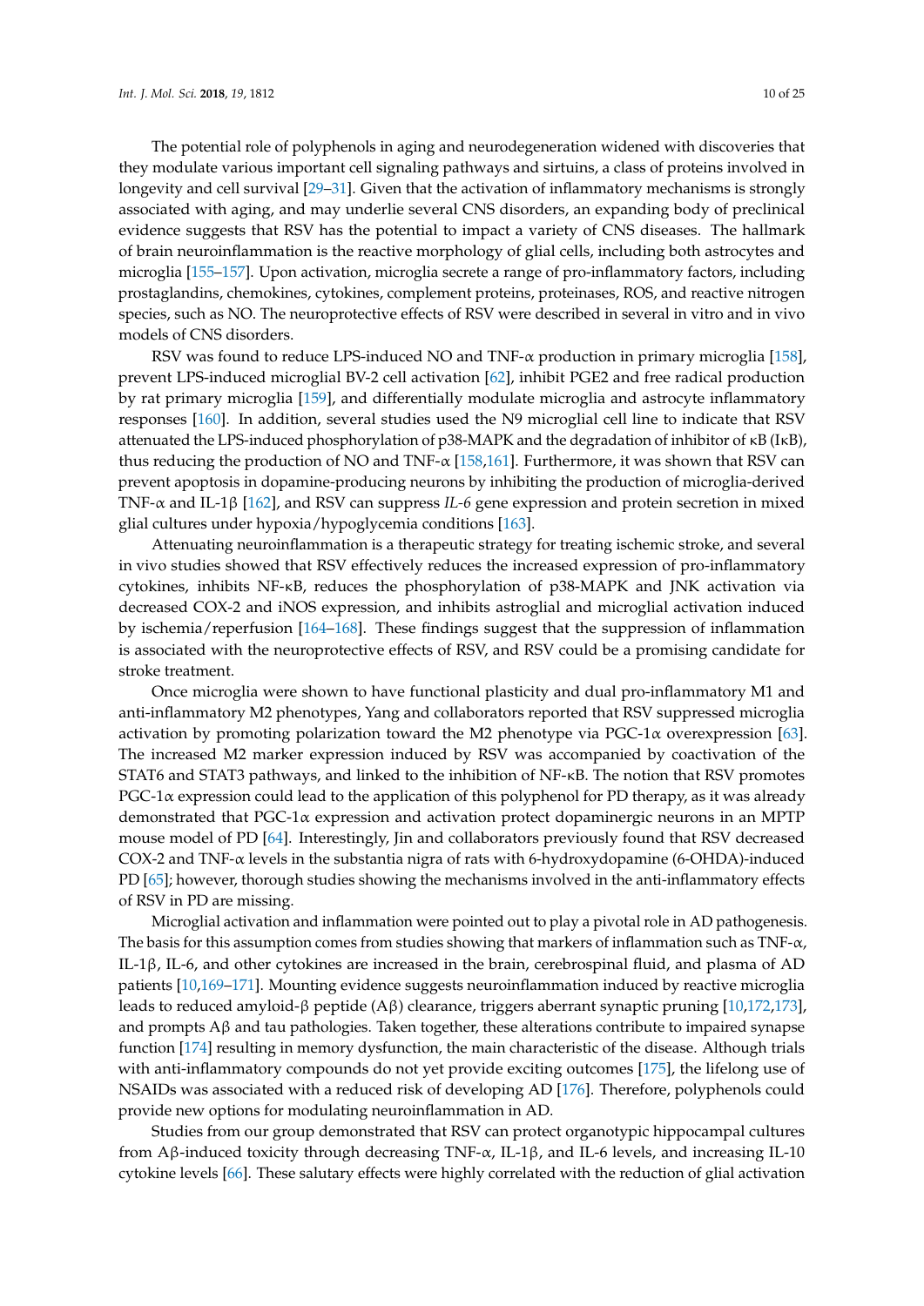The potential role of polyphenols in aging and neurodegeneration widened with discoveries that they modulate various important cell signaling pathways and sirtuins, a class of proteins involved in longevity and cell survival [29–31]. Given that the activation of inflammatory mechanisms is strongly associated with aging, and may underlie several CNS disorders, an expanding body of preclinical evidence suggests that RSV has the potential to impact a variety of CNS diseases. The hallmark of brain neuroinflammation is the reactive morphology of glial cells, including both astrocytes and microglia [155–157]. Upon activation, microglia secrete a range of pro-inflammatory factors, including prostaglandins, chemokines, cytokines, complement proteins, proteinases, ROS, and reactive nitrogen species, such as NO. The neuroprotective effects of RSV were described in several in vitro and in vivo models of CNS disorders.

RSV was found to reduce LPS-induced NO and TNF-α production in primary microglia [158], prevent LPS-induced microglial BV-2 cell activation [62], inhibit PGE2 and free radical production by rat primary microglia [159], and differentially modulate microglia and astrocyte inflammatory responses [160]. In addition, several studies used the N9 microglial cell line to indicate that RSV attenuated the LPS-induced phosphorylation of p38-MAPK and the degradation of inhibitor of κB (IκB), thus reducing the production of NO and TNF-α [158,161]. Furthermore, it was shown that RSV can prevent apoptosis in dopamine-producing neurons by inhibiting the production of microglia-derived TNF-α and IL-1β [162], and RSV can suppress *IL-6* gene expression and protein secretion in mixed glial cultures under hypoxia/hypoglycemia conditions [163].

Attenuating neuroinflammation is a therapeutic strategy for treating ischemic stroke, and several in vivo studies showed that RSV effectively reduces the increased expression of pro-inflammatory cytokines, inhibits NF-κB, reduces the phosphorylation of p38-MAPK and JNK activation via decreased COX-2 and iNOS expression, and inhibits astroglial and microglial activation induced by ischemia/reperfusion [164–168]. These findings suggest that the suppression of inflammation is associated with the neuroprotective effects of RSV, and RSV could be a promising candidate for stroke treatment.

Once microglia were shown to have functional plasticity and dual pro-inflammatory M1 and anti-inflammatory M2 phenotypes, Yang and collaborators reported that RSV suppressed microglia activation by promoting polarization toward the M2 phenotype via PGC-1α overexpression [63]. The increased M2 marker expression induced by RSV was accompanied by coactivation of the STAT6 and STAT3 pathways, and linked to the inhibition of NF-κB. The notion that RSV promotes PGC-1α expression could lead to the application of this polyphenol for PD therapy, as it was already demonstrated that PGC-1α expression and activation protect dopaminergic neurons in an MPTP mouse model of PD [64]. Interestingly, Jin and collaborators previously found that RSV decreased COX-2 and TNF-α levels in the substantia nigra of rats with 6-hydroxydopamine (6-OHDA)-induced PD [65]; however, thorough studies showing the mechanisms involved in the anti-inflammatory effects of RSV in PD are missing.

Microglial activation and inflammation were pointed out to play a pivotal role in AD pathogenesis. The basis for this assumption comes from studies showing that markers of inflammation such as TNF-α, IL-1β, IL-6, and other cytokines are increased in the brain, cerebrospinal fluid, and plasma of AD patients [10,169–171]. Mounting evidence suggests neuroinflammation induced by reactive microglia leads to reduced amyloid-β peptide (Aβ) clearance, triggers aberrant synaptic pruning [10,172,173], and prompts Aβ and tau pathologies. Taken together, these alterations contribute to impaired synapse function [174] resulting in memory dysfunction, the main characteristic of the disease. Although trials with anti-inflammatory compounds do not yet provide exciting outcomes [175], the lifelong use of NSAIDs was associated with a reduced risk of developing AD [176]. Therefore, polyphenols could provide new options for modulating neuroinflammation in AD.

Studies from our group demonstrated that RSV can protect organotypic hippocampal cultures from Aβ-induced toxicity through decreasing TNF-α, IL-1β, and IL-6 levels, and increasing IL-10 cytokine levels [66]. These salutary effects were highly correlated with the reduction of glial activation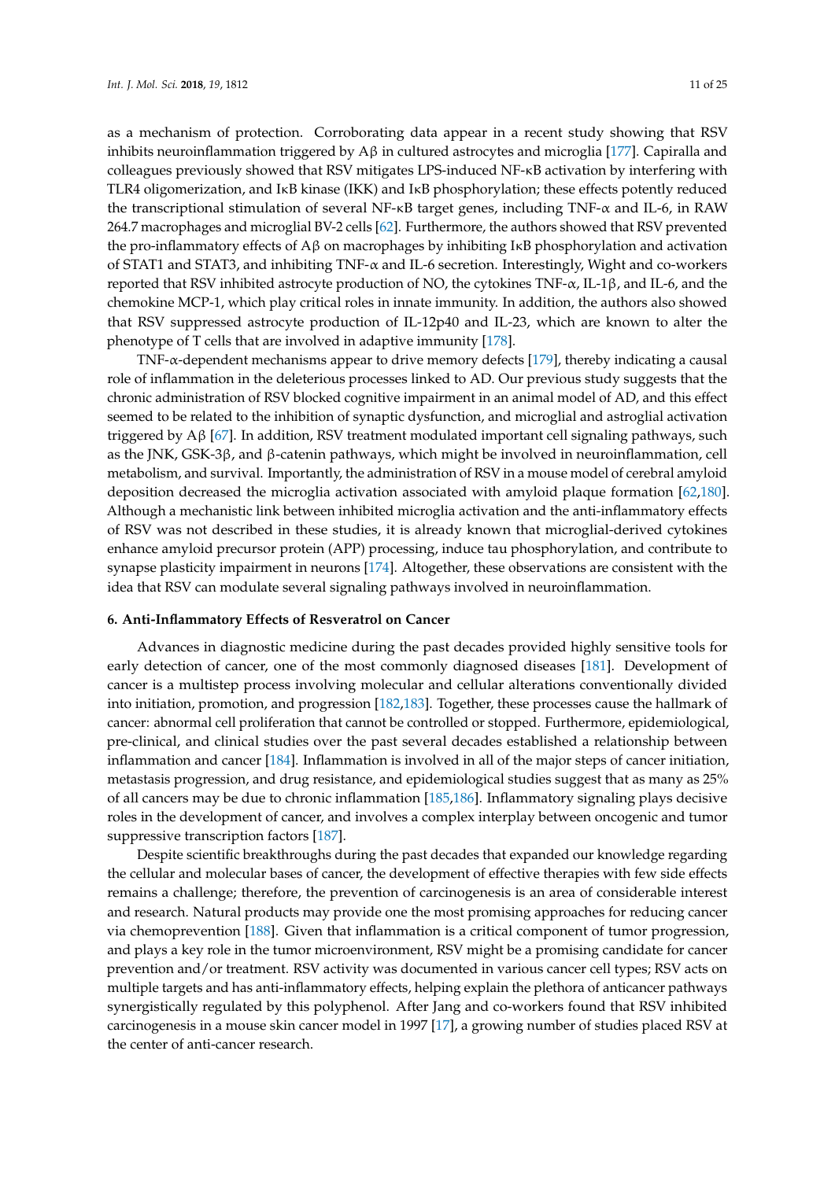as a mechanism of protection. Corroborating data appear in a recent study showing that RSV inhibits neuroinflammation triggered by Aβ in cultured astrocytes and microglia [177]. Capiralla and colleagues previously showed that RSV mitigates LPS-induced NF-κB activation by interfering with TLR4 oligomerization, and IκB kinase (IKK) and IκB phosphorylation; these effects potently reduced the transcriptional stimulation of several NF-κB target genes, including TNF-α and IL-6, in RAW 264.7 macrophages and microglial BV-2 cells [62]. Furthermore, the authors showed that RSV prevented the pro-inflammatory effects of Aβ on macrophages by inhibiting IκB phosphorylation and activation of STAT1 and STAT3, and inhibiting TNF-α and IL-6 secretion. Interestingly, Wight and co-workers reported that RSV inhibited astrocyte production of NO, the cytokines TNF-α, IL-1β, and IL-6, and the chemokine MCP-1, which play critical roles in innate immunity. In addition, the authors also showed that RSV suppressed astrocyte production of IL-12p40 and IL-23, which are known to alter the phenotype of T cells that are involved in adaptive immunity [178].

TNF-α-dependent mechanisms appear to drive memory defects [179], thereby indicating a causal role of inflammation in the deleterious processes linked to AD. Our previous study suggests that the chronic administration of RSV blocked cognitive impairment in an animal model of AD, and this effect seemed to be related to the inhibition of synaptic dysfunction, and microglial and astroglial activation triggered by Aβ [67]. In addition, RSV treatment modulated important cell signaling pathways, such as the JNK, GSK-3β, and β-catenin pathways, which might be involved in neuroinflammation, cell metabolism, and survival. Importantly, the administration of RSV in a mouse model of cerebral amyloid deposition decreased the microglia activation associated with amyloid plaque formation [62,180]. Although a mechanistic link between inhibited microglia activation and the anti-inflammatory effects of RSV was not described in these studies, it is already known that microglial-derived cytokines enhance amyloid precursor protein (APP) processing, induce tau phosphorylation, and contribute to synapse plasticity impairment in neurons [174]. Altogether, these observations are consistent with the idea that RSV can modulate several signaling pathways involved in neuroinflammation.

## 6. Anti-Inflammatory Effects of Resveratrol on Cancer

Advances in diagnostic medicine during the past decades provided highly sensitive tools for early detection of cancer, one of the most commonly diagnosed diseases [181]. Development of cancer is a multistep process involving molecular and cellular alterations conventionally divided into initiation, promotion, and progression [182,183]. Together, these processes cause the hallmark of cancer: abnormal cell proliferation that cannot be controlled or stopped. Furthermore, epidemiological, pre-clinical, and clinical studies over the past several decades established a relationship between inflammation and cancer [184]. Inflammation is involved in all of the major steps of cancer initiation, metastasis progression, and drug resistance, and epidemiological studies suggest that as many as 25% of all cancers may be due to chronic inflammation [185,186]. Inflammatory signaling plays decisive roles in the development of cancer, and involves a complex interplay between oncogenic and tumor suppressive transcription factors [187].

Despite scientific breakthroughs during the past decades that expanded our knowledge regarding the cellular and molecular bases of cancer, the development of effective therapies with few side effects remains a challenge; therefore, the prevention of carcinogenesis is an area of considerable interest and research. Natural products may provide one the most promising approaches for reducing cancer via chemoprevention [188]. Given that inflammation is a critical component of tumor progression, and plays a key role in the tumor microenvironment, RSV might be a promising candidate for cancer prevention and/or treatment. RSV activity was documented in various cancer cell types; RSV acts on multiple targets and has anti-inflammatory effects, helping explain the plethora of anticancer pathways synergistically regulated by this polyphenol. After Jang and co-workers found that RSV inhibited carcinogenesis in a mouse skin cancer model in 1997 [17], a growing number of studies placed RSV at the center of anti-cancer research.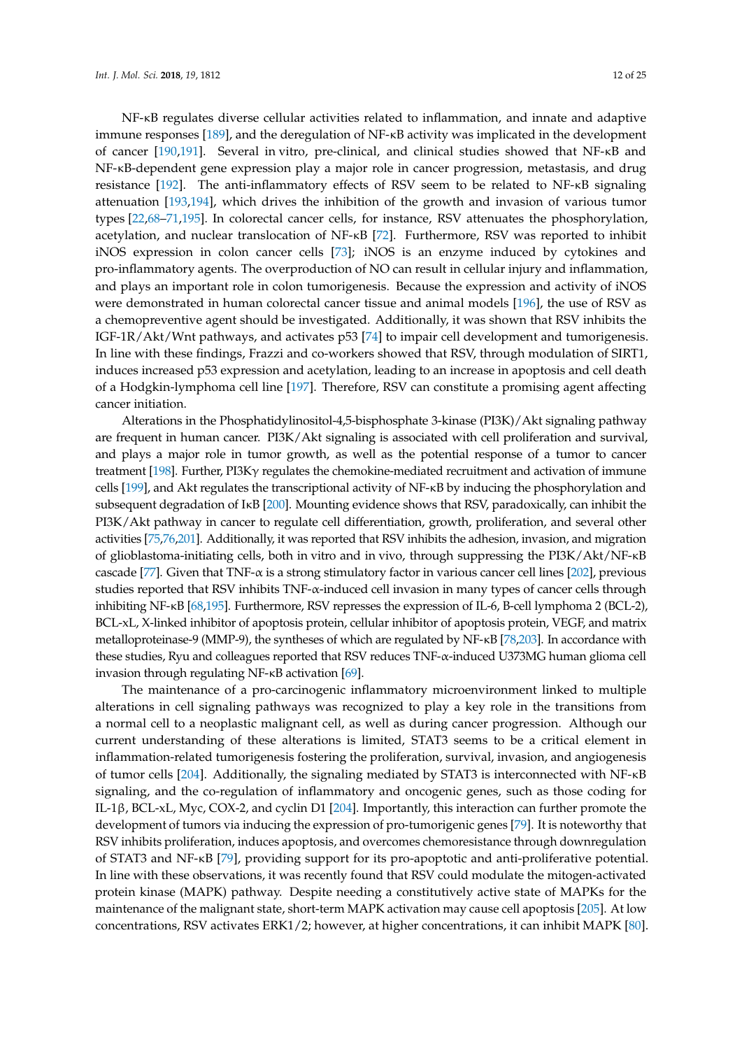NF-κB regulates diverse cellular activities related to inflammation, and innate and adaptive immune responses [189], and the deregulation of NF-κB activity was implicated in the development of cancer [190,191]. Several in vitro, pre-clinical, and clinical studies showed that NF-κB and NF-κB-dependent gene expression play a major role in cancer progression, metastasis, and drug resistance [192]. The anti-inflammatory effects of RSV seem to be related to NF-κB signaling attenuation [193,194], which drives the inhibition of the growth and invasion of various tumor types [22,68–71,195]. In colorectal cancer cells, for instance, RSV attenuates the phosphorylation, acetylation, and nuclear translocation of NF-κB [72]. Furthermore, RSV was reported to inhibit iNOS expression in colon cancer cells [73]; iNOS is an enzyme induced by cytokines and pro-inflammatory agents. The overproduction of NO can result in cellular injury and inflammation, and plays an important role in colon tumorigenesis. Because the expression and activity of iNOS were demonstrated in human colorectal cancer tissue and animal models [196], the use of RSV as a chemopreventive agent should be investigated. Additionally, it was shown that RSV inhibits the IGF-1R/Akt/Wnt pathways, and activates p53 [74] to impair cell development and tumorigenesis. In line with these findings, Frazzi and co-workers showed that RSV, through modulation of SIRT1, induces increased p53 expression and acetylation, leading to an increase in apoptosis and cell death of a Hodgkin-lymphoma cell line [197]. Therefore, RSV can constitute a promising agent affecting cancer initiation.

Alterations in the Phosphatidylinositol-4,5-bisphosphate 3-kinase (PI3K)/Akt signaling pathway are frequent in human cancer. PI3K/Akt signaling is associated with cell proliferation and survival, and plays a major role in tumor growth, as well as the potential response of a tumor to cancer treatment [198]. Further, PI3Kγ regulates the chemokine-mediated recruitment and activation of immune cells [199], and Akt regulates the transcriptional activity of NF-κB by inducing the phosphorylation and subsequent degradation of IκB [200]. Mounting evidence shows that RSV, paradoxically, can inhibit the PI3K/Akt pathway in cancer to regulate cell differentiation, growth, proliferation, and several other activities [75,76,201]. Additionally, it was reported that RSV inhibits the adhesion, invasion, and migration of glioblastoma-initiating cells, both in vitro and in vivo, through suppressing the PI3K/Akt/NF-κB cascade [77]. Given that TNF-α is a strong stimulatory factor in various cancer cell lines [202], previous studies reported that RSV inhibits TNF-α-induced cell invasion in many types of cancer cells through inhibiting NF-κB [68,195]. Furthermore, RSV represses the expression of IL-6, B-cell lymphoma 2 (BCL-2), BCL-xL, X-linked inhibitor of apoptosis protein, cellular inhibitor of apoptosis protein, VEGF, and matrix metalloproteinase-9 (MMP-9), the syntheses of which are regulated by NF-κB [78,203]. In accordance with these studies, Ryu and colleagues reported that RSV reduces TNF-α-induced U373MG human glioma cell invasion through regulating NF-κB activation [69].

The maintenance of a pro-carcinogenic inflammatory microenvironment linked to multiple alterations in cell signaling pathways was recognized to play a key role in the transitions from a normal cell to a neoplastic malignant cell, as well as during cancer progression. Although our current understanding of these alterations is limited, STAT3 seems to be a critical element in inflammation-related tumorigenesis fostering the proliferation, survival, invasion, and angiogenesis of tumor cells [204]. Additionally, the signaling mediated by STAT3 is interconnected with NF-κB signaling, and the co-regulation of inflammatory and oncogenic genes, such as those coding for IL-1β, BCL-xL, Myc, COX-2, and cyclin D1 [204]. Importantly, this interaction can further promote the development of tumors via inducing the expression of pro-tumorigenic genes [79]. It is noteworthy that RSV inhibits proliferation, induces apoptosis, and overcomes chemoresistance through downregulation of STAT3 and NF-κB [79], providing support for its pro-apoptotic and anti-proliferative potential. In line with these observations, it was recently found that RSV could modulate the mitogen-activated protein kinase (MAPK) pathway. Despite needing a constitutively active state of MAPKs for the maintenance of the malignant state, short-term MAPK activation may cause cell apoptosis [205]. At low concentrations, RSV activates ERK1/2; however, at higher concentrations, it can inhibit MAPK [80].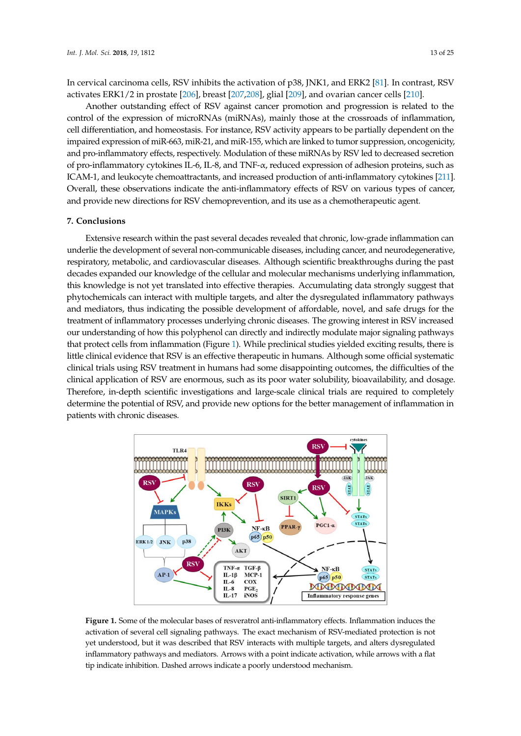In cervical carcinoma cells, RSV inhibits the activation of p38, JNK1, and ERK2 [81]. In contrast, RSV activates ERK1/2 in prostate [206], breast [207,208], glial [209], and ovarian cancer cells [210].

Another outstanding effect of RSV against cancer promotion and progression is related to the control of the expression of microRNAs (miRNAs), mainly those at the crossroads of inflammation, cell differentiation, and homeostasis. For instance, RSV activity appears to be partially dependent on the impaired expression of miR-663, miR-21, and miR-155, which are linked to tumor suppression, oncogenicity, and pro-inflammatory effects, respectively. Modulation of these miRNAs by RSV led to decreased secretion of pro-inflammatory cytokines IL-6, IL-8, and TNF-α, reduced expression of adhesion proteins, such as ICAM-1, and leukocyte chemoattractants, and increased production of anti-inflammatory cytokines [211]. Overall, these observations indicate the anti-inflammatory effects of RSV on various types of cancer, and provide new directions for RSV chemoprevention, and its use as a chemotherapeutic agent.

## 7. Conclusions

Extensive research within the past several decades revealed that chronic, low-grade inflammation can underlie the development of several non-communicable diseases, including cancer, and neurodegenerative, respiratory, metabolic, and cardiovascular diseases. Although scientific breakthroughs during the past decades expanded our knowledge of the cellular and molecular mechanisms underlying inflammation, this knowledge is not yet translated into effective therapies. Accumulating data strongly suggest that phytochemicals can interact with multiple targets, and alter the dysregulated inflammatory pathways and mediators, thus indicating the possible development of affordable, novel, and safe drugs for the treatment of inflammatory processes underlying chronic diseases. The growing interest in RSV increased our understanding of how this polyphenol can directly and indirectly modulate major signaling pathways that protect cells from inflammation (Figure 1). While preclinical studies yielded exciting results, there is little clinical evidence that RSV is an effective therapeutic in humans. Although some official systematic clinical trials using RSV treatment in humans had some disappointing outcomes, the difficulties of the clinical application of RSV are enormous, such as its poor water solubility, bioavailability, and dosage. Therefore, in-depth scientific investigations and large-scale clinical trials are required to completely determine the potential of RSV, and provide new options for the better management of inflammation in patients with chronic diseases.

**Figure 1.** Some of the molecular bases of resveratrol anti-inflammatory effects. Inflammation induces the activation of several cell signaling pathways. The exact mechanism of RSV-mediated protection is not yet understood, but it was described that RSV interacts with multiple targets, and alters dysregulated inflammatory pathways and mediators. Arrows with a point indicate activation, while arrows with a flat tip indicate inhibition. Dashed arrows indicate a poorly understood mechanism.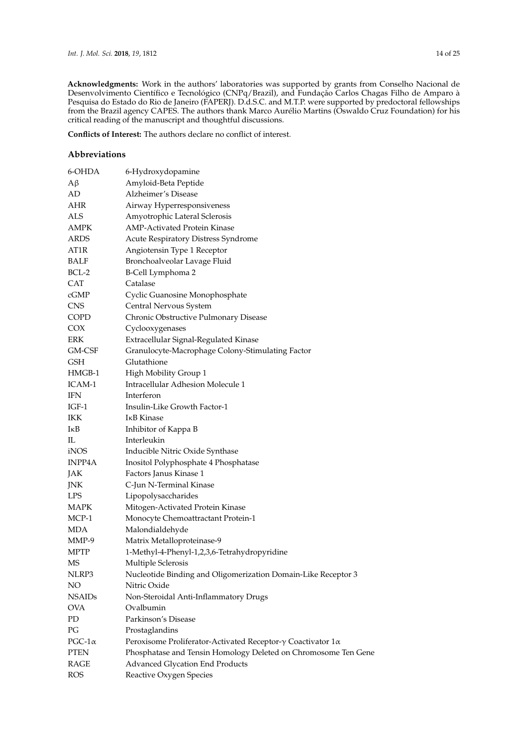**Acknowledgments:** Work in the authors' laboratories was supported by grants from Conselho Nacional de Desenvolvimento Científico e Tecnológico (CNPq/Brazil), and Fundação Carlos Chagas Filho de Amparo à Pesquisa do Estado do Rio de Janeiro (FAPERJ). D.d.S.C. and M.T.P. were supported by predoctoral fellowships from the Brazil agency CAPES. The authors thank Marco Aurélio Martins (Oswaldo Cruz Foundation) for his critical reading of the manuscript and thoughtful discussions.

**Conflicts of Interest:** The authors declare no conflict of interest.

## Abbreviations

| | |
|---|---|
| 6-OHDA | 6-Hydroxydopamine |
| Aβ | Amyloid-Beta Peptide |
| AD | Alzheimer's Disease |
| AHR | Airway Hyperresponsiveness |
| ALS | Amyotrophic Lateral Sclerosis |
| AMPK | AMP-Activated Protein Kinase |
| ARDS | Acute Respiratory Distress Syndrome |
| AT1R | Angiotensin Type 1 Receptor |
| BALF | Bronchoalveolar Lavage Fluid |
| BCL-2 | B-Cell Lymphoma 2 |
| CAT | Catalase |
| cGMP | Cyclic Guanosine Monophosphate |
| CNS | Central Nervous System |
| COPD | Chronic Obstructive Pulmonary Disease |
| COX | Cyclooxygenases |
| ERK | Extracellular Signal-Regulated Kinase |
| GM-CSF | Granulocyte-Macrophage Colony-Stimulating Factor |
| GSH | Glutathione |
| HMGB-1 | High Mobility Group 1 |
| ICAM-1 | Intracellular Adhesion Molecule 1 |
| IFN | Interferon |
| IGF-1 | Insulin-Like Growth Factor-1 |
| IKK | IκB Kinase |
| IκB | Inhibitor of Kappa B |
| IL | Interleukin |
| iNOS | Inducible Nitric Oxide Synthase |
| INPP4A | Inositol Polyphosphate 4 Phosphatase |
| JAK | Factors Janus Kinase 1 |
| JNK | C-Jun N-Terminal Kinase |
| LPS | Lipopolysaccharides |
| MAPK | Mitogen-Activated Protein Kinase |
| MCP-1 | Monocyte Chemoattractant Protein-1 |
| MDA | Malondialdehyde |
| MMP-9 | Matrix Metalloproteinase-9 |
| MPTP | 1-Methyl-4-Phenyl-1,2,3,6-Tetrahydropyridine |
| MS | Multiple Sclerosis |
| NLRP3 | Nucleotide Binding and Oligomerization Domain-Like Receptor 3 |
| NO | Nitric Oxide |
| NSAIDs | Non-Steroidal Anti-Inflammatory Drugs |
| OVA | Ovalbumin |
| PD | Parkinson's Disease |
| PG | Prostaglandins |
| PGC-1α | Peroxisome Proliferator-Activated Receptor-γ Coactivator 1α |
| PTEN | Phosphatase and Tensin Homology Deleted on Chromosome Ten Gene |
| RAGE | Advanced Glycation End Products |
| ROS | Reactive Oxygen Species |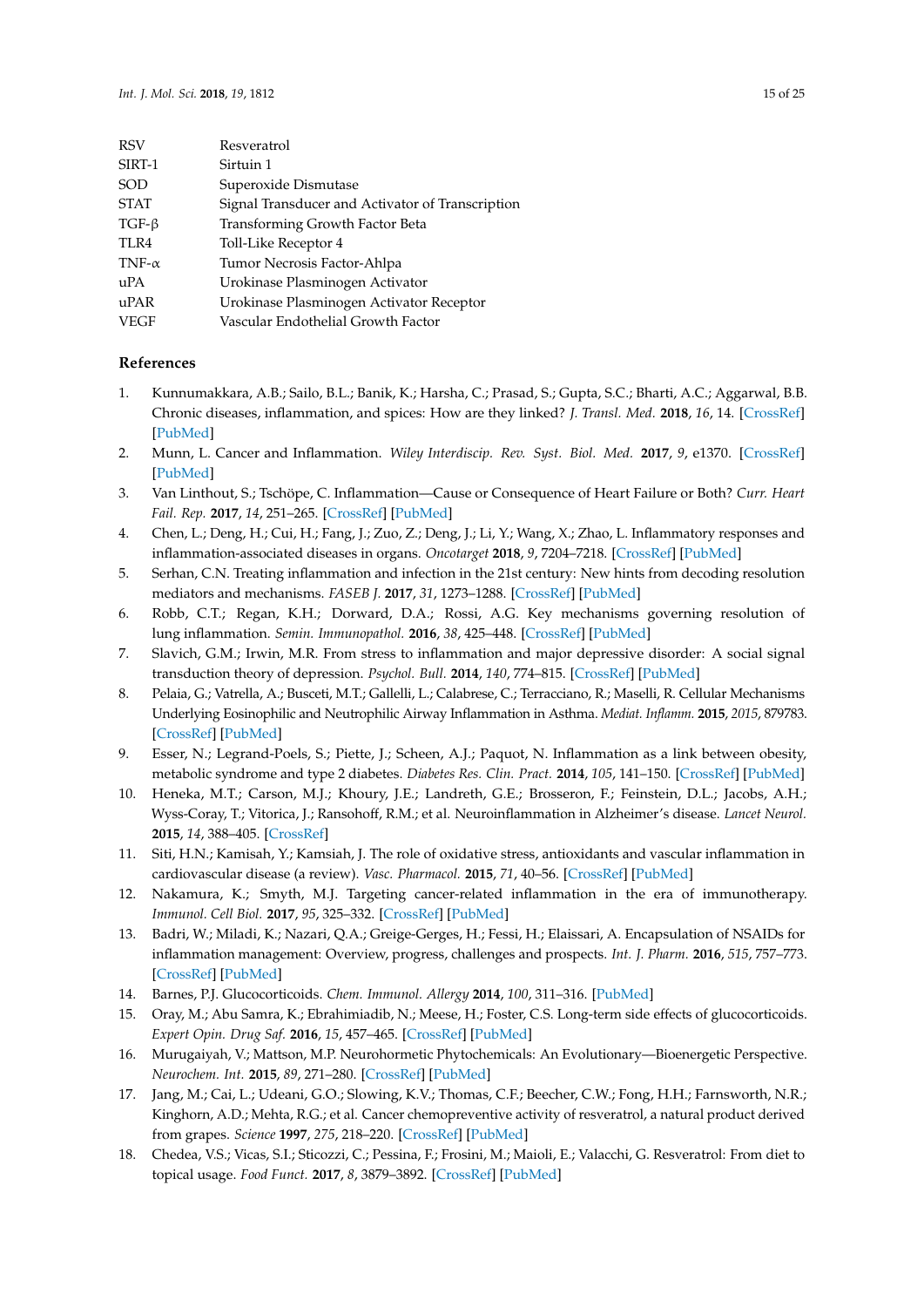| | |
|---|---|
| RSV | Resveratrol |
| SIRT-1 | Sirtuin 1 |
| SOD | Superoxide Dismutase |
| STAT | Signal Transducer and Activator of Transcription |
| TGF-β | Transforming Growth Factor Beta |
| TLR4 | Toll-Like Receptor 4 |
| TNF-α | Tumor Necrosis Factor-Ahlpa |
| uPA | Urokinase Plasminogen Activator |
| uPAR | Urokinase Plasminogen Activator Receptor |
| VEGF | Vascular Endothelial Growth Factor |

## References

1. Kunnumakkara, A.B.; Sailo, B.L.; Banik, K.; Harsha, C.; Prasad, S.; Gupta, S.C.; Bharti, A.C.; Aggarwal, B.B. Chronic diseases, inflammation, and spices: How are they linked? *J. Transl. Med.* **2018**, *16*, 14. [CrossRef] [PubMed]
2. Munn, L. Cancer and Inflammation. *Wiley Interdiscip. Rev. Syst. Biol. Med.* **2017**, *9*, e1370. [CrossRef] [PubMed]
3. Van Linthout, S.; Tschöpe, C. Inflammation—Cause or Consequence of Heart Failure or Both? *Curr. Heart Fail. Rep.* **2017**, *14*, 251–265. [CrossRef] [PubMed]
4. Chen, L.; Deng, H.; Cui, H.; Fang, J.; Zuo, Z.; Deng, J.; Li, Y.; Wang, X.; Zhao, L. Inflammatory responses and inflammation-associated diseases in organs. *Oncotarget* **2018**, *9*, 7204–7218. [CrossRef] [PubMed]
5. Serhan, C.N. Treating inflammation and infection in the 21st century: New hints from decoding resolution mediators and mechanisms. *FASEB J.* **2017**, *31*, 1273–1288. [CrossRef] [PubMed]
6. Robb, C.T.; Regan, K.H.; Dorward, D.A.; Rossi, A.G. Key mechanisms governing resolution of lung inflammation. *Semin. Immunopathol.* **2016**, *38*, 425–448. [CrossRef] [PubMed]
7. Slavich, G.M.; Irwin, M.R. From stress to inflammation and major depressive disorder: A social signal transduction theory of depression. *Psychol. Bull.* **2014**, *140*, 774–815. [CrossRef] [PubMed]
8. Pelaia, G.; Vatrella, A.; Busceti, M.T.; Gallelli, L.; Calabrese, C.; Terracciano, R.; Maselli, R. Cellular Mechanisms Underlying Eosinophilic and Neutrophilic Airway Inflammation in Asthma. *Mediat. Inflamm.* **2015**, *2015*, 879783. [CrossRef] [PubMed]
9. Esser, N.; Legrand-Poels, S.; Piette, J.; Scheen, A.J.; Paquot, N. Inflammation as a link between obesity, metabolic syndrome and type 2 diabetes. *Diabetes Res. Clin. Pract.* **2014**, *105*, 141–150. [CrossRef] [PubMed]
10. Heneka, M.T.; Carson, M.J.; Khoury, J.E.; Landreth, G.E.; Brosseron, F.; Feinstein, D.L.; Jacobs, A.H.; Wyss-Coray, T.; Vitorica, J.; Ransohoff, R.M.; et al. Neuroinflammation in Alzheimer's disease. *Lancet Neurol.* **2015**, *14*, 388–405. [CrossRef]
11. Siti, H.N.; Kamisah, Y.; Kamsiah, J. The role of oxidative stress, antioxidants and vascular inflammation in cardiovascular disease (a review). *Vasc. Pharmacol.* **2015**, *71*, 40–56. [CrossRef] [PubMed]
12. Nakamura, K.; Smyth, M.J. Targeting cancer-related inflammation in the era of immunotherapy. *Immunol. Cell Biol.* **2017**, *95*, 325–332. [CrossRef] [PubMed]
13. Badri, W.; Miladi, K.; Nazari, Q.A.; Greige-Gerges, H.; Fessi, H.; Elaissari, A. Encapsulation of NSAIDs for inflammation management: Overview, progress, challenges and prospects. *Int. J. Pharm.* **2016**, *515*, 757–773. [CrossRef] [PubMed]
14. Barnes, P.J. Glucocorticoids. *Chem. Immunol. Allergy* **2014**, *100*, 311–316. [PubMed]
15. Oray, M.; Abu Samra, K.; Ebrahimiadib, N.; Meese, H.; Foster, C.S. Long-term side effects of glucocorticoids. *Expert Opin. Drug Saf.* **2016**, *15*, 457–465. [CrossRef] [PubMed]
16. Murugaiyah, V.; Mattson, M.P. Neurohormetic Phytochemicals: An Evolutionary—Bioenergetic Perspective. *Neurochem. Int.* **2015**, *89*, 271–280. [CrossRef] [PubMed]
17. Jang, M.; Cai, L.; Udeani, G.O.; Slowing, K.V.; Thomas, C.F.; Beecher, C.W.; Fong, H.H.; Farnsworth, N.R.; Kinghorn, A.D.; Mehta, R.G.; et al. Cancer chemopreventive activity of resveratrol, a natural product derived from grapes. *Science* **1997**, *275*, 218–220. [CrossRef] [PubMed]
18. Chedea, V.S.; Vicas, S.I.; Sticozzi, C.; Pessina, F.; Frosini, M.; Maioli, E.; Valacchi, G. Resveratrol: From diet to topical usage. *Food Funct.* **2017**, *8*, 3879–3892. [CrossRef] [PubMed]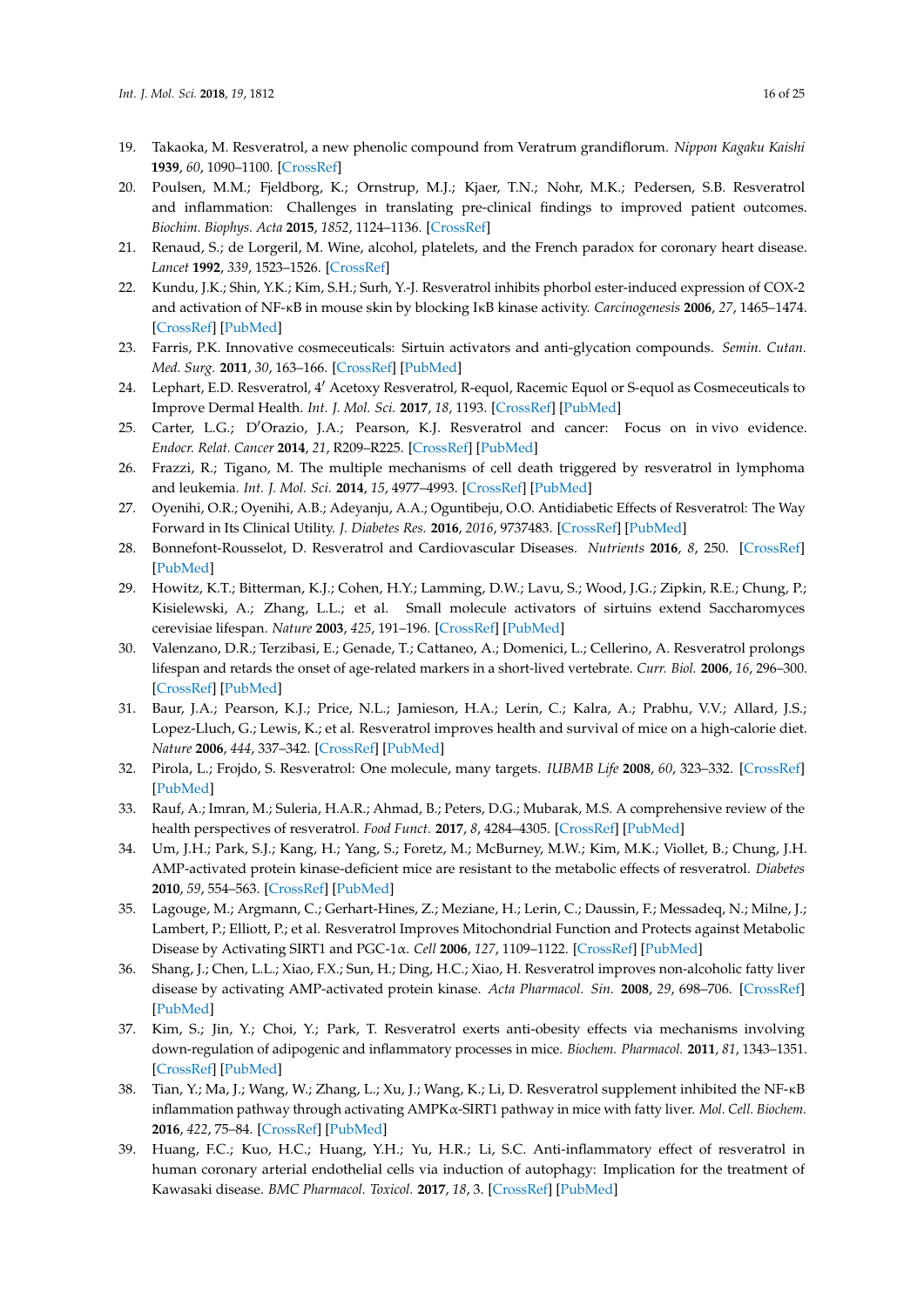19. Takaoka, M. Resveratrol, a new phenolic compound from Veratrum grandiflorum. *Nippon Kagaku Kaishi* **1939**, *60*, 1090–1100. [CrossRef]
20. Poulsen, M.M.; Fjeldborg, K.; Ornstrup, M.J.; Kjaer, T.N.; Nohr, M.K.; Pedersen, S.B. Resveratrol and inflammation: Challenges in translating pre-clinical findings to improved patient outcomes. *Biochim. Biophys. Acta* **2015**, *1852*, 1124–1136. [CrossRef]
21. Renaud, S.; de Lorgeril, M. Wine, alcohol, platelets, and the French paradox for coronary heart disease. *Lancet* **1992**, *339*, 1523–1526. [CrossRef]
22. Kundu, J.K.; Shin, Y.K.; Kim, S.H.; Surh, Y.-J. Resveratrol inhibits phorbol ester-induced expression of COX-2 and activation of NF-κB in mouse skin by blocking IκB kinase activity. *Carcinogenesis* **2006**, *27*, 1465–1474. [CrossRef] [PubMed]
23. Farris, P.K. Innovative cosmeceuticals: Sirtuin activators and anti-glycation compounds. *Semin. Cutan. Med. Surg.* **2011**, *30*, 163–166. [CrossRef] [PubMed]
24. Lephart, E.D. Resveratrol, 4′ Acetoxy Resveratrol, R-equol, Racemic Equol or S-equol as Cosmeceuticals to Improve Dermal Health. *Int. J. Mol. Sci.* **2017**, *18*, 1193. [CrossRef] [PubMed]
25. Carter, L.G.; D′Orazio, J.A.; Pearson, K.J. Resveratrol and cancer: Focus on in vivo evidence. *Endocr. Relat. Cancer* **2014**, *21*, R209–R225. [CrossRef] [PubMed]
26. Frazzi, R.; Tigano, M. The multiple mechanisms of cell death triggered by resveratrol in lymphoma and leukemia. *Int. J. Mol. Sci.* **2014**, *15*, 4977–4993. [CrossRef] [PubMed]
27. Oyenihi, O.R.; Oyenihi, A.B.; Adeyanju, A.A.; Oguntibeju, O.O. Antidiabetic Effects of Resveratrol: The Way Forward in Its Clinical Utility. *J. Diabetes Res.* **2016**, *2016*, 9737483. [CrossRef] [PubMed]
28. Bonnefont-Rousselot, D. Resveratrol and Cardiovascular Diseases. *Nutrients* **2016**, *8*, 250. [CrossRef] [PubMed]
29. Howitz, K.T.; Bitterman, K.J.; Cohen, H.Y.; Lamming, D.W.; Lavu, S.; Wood, J.G.; Zipkin, R.E.; Chung, P.; Kisielewski, A.; Zhang, L.L.; et al. Small molecule activators of sirtuins extend Saccharomyces cerevisiae lifespan. *Nature* **2003**, *425*, 191–196. [CrossRef] [PubMed]
30. Valenzano, D.R.; Terzibasi, E.; Genade, T.; Cattaneo, A.; Domenici, L.; Cellerino, A. Resveratrol prolongs lifespan and retards the onset of age-related markers in a short-lived vertebrate. *Curr. Biol.* **2006**, *16*, 296–300. [CrossRef] [PubMed]
31. Baur, J.A.; Pearson, K.J.; Price, N.L.; Jamieson, H.A.; Lerin, C.; Kalra, A.; Prabhu, V.V.; Allard, J.S.; Lopez-Lluch, G.; Lewis, K.; et al. Resveratrol improves health and survival of mice on a high-calorie diet. *Nature* **2006**, *444*, 337–342. [CrossRef] [PubMed]
32. Pirola, L.; Frojdo, S. Resveratrol: One molecule, many targets. *IUBMB Life* **2008**, *60*, 323–332. [CrossRef] [PubMed]
33. Rauf, A.; Imran, M.; Suleria, H.A.R.; Ahmad, B.; Peters, D.G.; Mubarak, M.S. A comprehensive review of the health perspectives of resveratrol. *Food Funct.* **2017**, *8*, 4284–4305. [CrossRef] [PubMed]
34. Um, J.H.; Park, S.J.; Kang, H.; Yang, S.; Foretz, M.; McBurney, M.W.; Kim, M.K.; Viollet, B.; Chung, J.H. AMP-activated protein kinase-deficient mice are resistant to the metabolic effects of resveratrol. *Diabetes* **2010**, *59*, 554–563. [CrossRef] [PubMed]
35. Lagouge, M.; Argmann, C.; Gerhart-Hines, Z.; Meziane, H.; Lerin, C.; Daussin, F.; Messadeq, N.; Milne, J.; Lambert, P.; Elliott, P.; et al. Resveratrol Improves Mitochondrial Function and Protects against Metabolic Disease by Activating SIRT1 and PGC-1α. *Cell* **2006**, *127*, 1109–1122. [CrossRef] [PubMed]
36. Shang, J.; Chen, L.L.; Xiao, F.X.; Sun, H.; Ding, H.C.; Xiao, H. Resveratrol improves non-alcoholic fatty liver disease by activating AMP-activated protein kinase. *Acta Pharmacol. Sin.* **2008**, *29*, 698–706. [CrossRef] [PubMed]
37. Kim, S.; Jin, Y.; Choi, Y.; Park, T. Resveratrol exerts anti-obesity effects via mechanisms involving down-regulation of adipogenic and inflammatory processes in mice. *Biochem. Pharmacol.* **2011**, *81*, 1343–1351. [CrossRef] [PubMed]
38. Tian, Y.; Ma, J.; Wang, W.; Zhang, L.; Xu, J.; Wang, K.; Li, D. Resveratrol supplement inhibited the NF-κB inflammation pathway through activating AMPKα-SIRT1 pathway in mice with fatty liver. *Mol. Cell. Biochem.* **2016**, *422*, 75–84. [CrossRef] [PubMed]
39. Huang, F.C.; Kuo, H.C.; Huang, Y.H.; Yu, H.R.; Li, S.C. Anti-inflammatory effect of resveratrol in human coronary arterial endothelial cells via induction of autophagy: Implication for the treatment of Kawasaki disease. *BMC Pharmacol. Toxicol.* **2017**, *18*, 3. [CrossRef] [PubMed]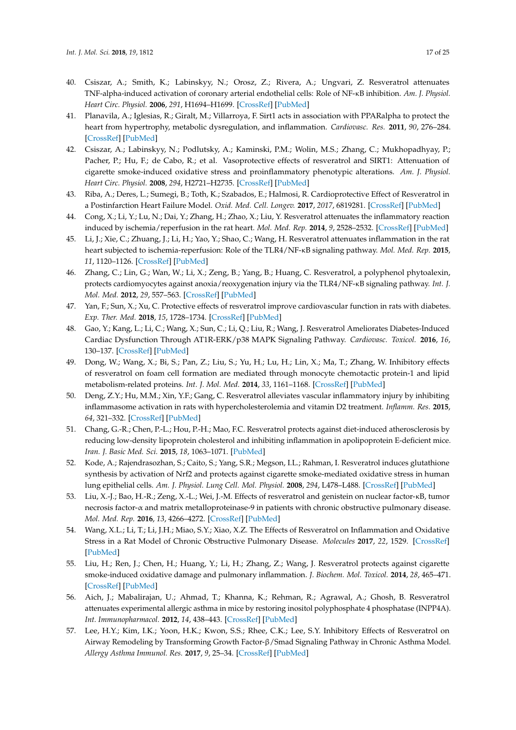40. Csiszar, A.; Smith, K.; Labinskyy, N.; Orosz, Z.; Rivera, A.; Ungvari, Z. Resveratrol attenuates TNF-alpha-induced activation of coronary arterial endothelial cells: Role of NF-κB inhibition. *Am. J. Physiol. Heart Circ. Physiol.* **2006**, *291*, H1694–H1699. [CrossRef] [PubMed]
41. Planavila, A.; Iglesias, R.; Giralt, M.; Villarroya, F. Sirt1 acts in association with PPARalpha to protect the heart from hypertrophy, metabolic dysregulation, and inflammation. *Cardiovasc. Res.* **2011**, *90*, 276–284. [CrossRef] [PubMed]
42. Csiszar, A.; Labinskyy, N.; Podlutsky, A.; Kaminski, P.M.; Wolin, M.S.; Zhang, C.; Mukhopadhyay, P.; Pacher, P.; Hu, F.; de Cabo, R.; et al. Vasoprotective effects of resveratrol and SIRT1: Attenuation of cigarette smoke-induced oxidative stress and proinflammatory phenotypic alterations. *Am. J. Physiol. Heart Circ. Physiol.* **2008**, *294*, H2721–H2735. [CrossRef] [PubMed]
43. Riba, A.; Deres, L.; Sumegi, B.; Toth, K.; Szabados, E.; Halmosi, R. Cardioprotective Effect of Resveratrol in a Postinfarction Heart Failure Model. *Oxid. Med. Cell. Longev.* **2017**, *2017*, 6819281. [CrossRef] [PubMed]
44. Cong, X.; Li, Y.; Lu, N.; Dai, Y.; Zhang, H.; Zhao, X.; Liu, Y. Resveratrol attenuates the inflammatory reaction induced by ischemia/reperfusion in the rat heart. *Mol. Med. Rep.* **2014**, *9*, 2528–2532. [CrossRef] [PubMed]
45. Li, J.; Xie, C.; Zhuang, J.; Li, H.; Yao, Y.; Shao, C.; Wang, H. Resveratrol attenuates inflammation in the rat heart subjected to ischemia-reperfusion: Role of the TLR4/NF-κB signaling pathway. *Mol. Med. Rep.* **2015**, *11*, 1120–1126. [CrossRef] [PubMed]
46. Zhang, C.; Lin, G.; Wan, W.; Li, X.; Zeng, B.; Yang, B.; Huang, C. Resveratrol, a polyphenol phytoalexin, protects cardiomyocytes against anoxia/reoxygenation injury via the TLR4/NF-κB signaling pathway. *Int. J. Mol. Med.* **2012**, *29*, 557–563. [CrossRef] [PubMed]
47. Yan, F.; Sun, X.; Xu, C. Protective effects of resveratrol improve cardiovascular function in rats with diabetes. *Exp. Ther. Med.* **2018**, *15*, 1728–1734. [CrossRef] [PubMed]
48. Gao, Y.; Kang, L.; Li, C.; Wang, X.; Sun, C.; Li, Q.; Liu, R.; Wang, J. Resveratrol Ameliorates Diabetes-Induced Cardiac Dysfunction Through AT1R-ERK/p38 MAPK Signaling Pathway. *Cardiovasc. Toxicol.* **2016**, *16*, 130–137. [CrossRef] [PubMed]
49. Dong, W.; Wang, X.; Bi, S.; Pan, Z.; Liu, S.; Yu, H.; Lu, H.; Lin, X.; Ma, T.; Zhang, W. Inhibitory effects of resveratrol on foam cell formation are mediated through monocyte chemotactic protein-1 and lipid metabolism-related proteins. *Int. J. Mol. Med.* **2014**, *33*, 1161–1168. [CrossRef] [PubMed]
50. Deng, Z.Y.; Hu, M.M.; Xin, Y.F.; Gang, C. Resveratrol alleviates vascular inflammatory injury by inhibiting inflammasome activation in rats with hypercholesterolemia and vitamin D2 treatment. *Inflamm. Res.* **2015**, *64*, 321–332. [CrossRef] [PubMed]
51. Chang, G.-R.; Chen, P.-L.; Hou, P.-H.; Mao, F.C. Resveratrol protects against diet-induced atherosclerosis by reducing low-density lipoprotein cholesterol and inhibiting inflammation in apolipoprotein E-deficient mice. *Iran. J. Basic Med. Sci.* **2015**, *18*, 1063–1071. [PubMed]
52. Kode, A.; Rajendrasozhan, S.; Caito, S.; Yang, S.R.; Megson, I.L.; Rahman, I. Resveratrol induces glutathione synthesis by activation of Nrf2 and protects against cigarette smoke-mediated oxidative stress in human lung epithelial cells. *Am. J. Physiol. Lung Cell. Mol. Physiol.* **2008**, *294*, L478–L488. [CrossRef] [PubMed]
53. Liu, X.-J.; Bao, H.-R.; Zeng, X.-L.; Wei, J.-M. Effects of resveratrol and genistein on nuclear factor-κB, tumor necrosis factor-α and matrix metalloproteinase-9 in patients with chronic obstructive pulmonary disease. *Mol. Med. Rep.* **2016**, *13*, 4266–4272. [CrossRef] [PubMed]
54. Wang, X.L.; Li, T.; Li, J.H.; Miao, S.Y.; Xiao, X.Z. The Effects of Resveratrol on Inflammation and Oxidative Stress in a Rat Model of Chronic Obstructive Pulmonary Disease. *Molecules* **2017**, *22*, 1529. [CrossRef] [PubMed]
55. Liu, H.; Ren, J.; Chen, H.; Huang, Y.; Li, H.; Zhang, Z.; Wang, J. Resveratrol protects against cigarette smoke-induced oxidative damage and pulmonary inflammation. *J. Biochem. Mol. Toxicol.* **2014**, *28*, 465–471. [CrossRef] [PubMed]
56. Aich, J.; Mabalirajan, U.; Ahmad, T.; Khanna, K.; Rehman, R.; Agrawal, A.; Ghosh, B. Resveratrol attenuates experimental allergic asthma in mice by restoring inositol polyphosphate 4 phosphatase (INPP4A). *Int. Immunopharmacol.* **2012**, *14*, 438–443. [CrossRef] [PubMed]
57. Lee, H.Y.; Kim, I.K.; Yoon, H.K.; Kwon, S.S.; Rhee, C.K.; Lee, S.Y. Inhibitory Effects of Resveratrol on Airway Remodeling by Transforming Growth Factor-β/Smad Signaling Pathway in Chronic Asthma Model. *Allergy Asthma Immunol. Res.* **2017**, *9*, 25–34. [CrossRef] [PubMed]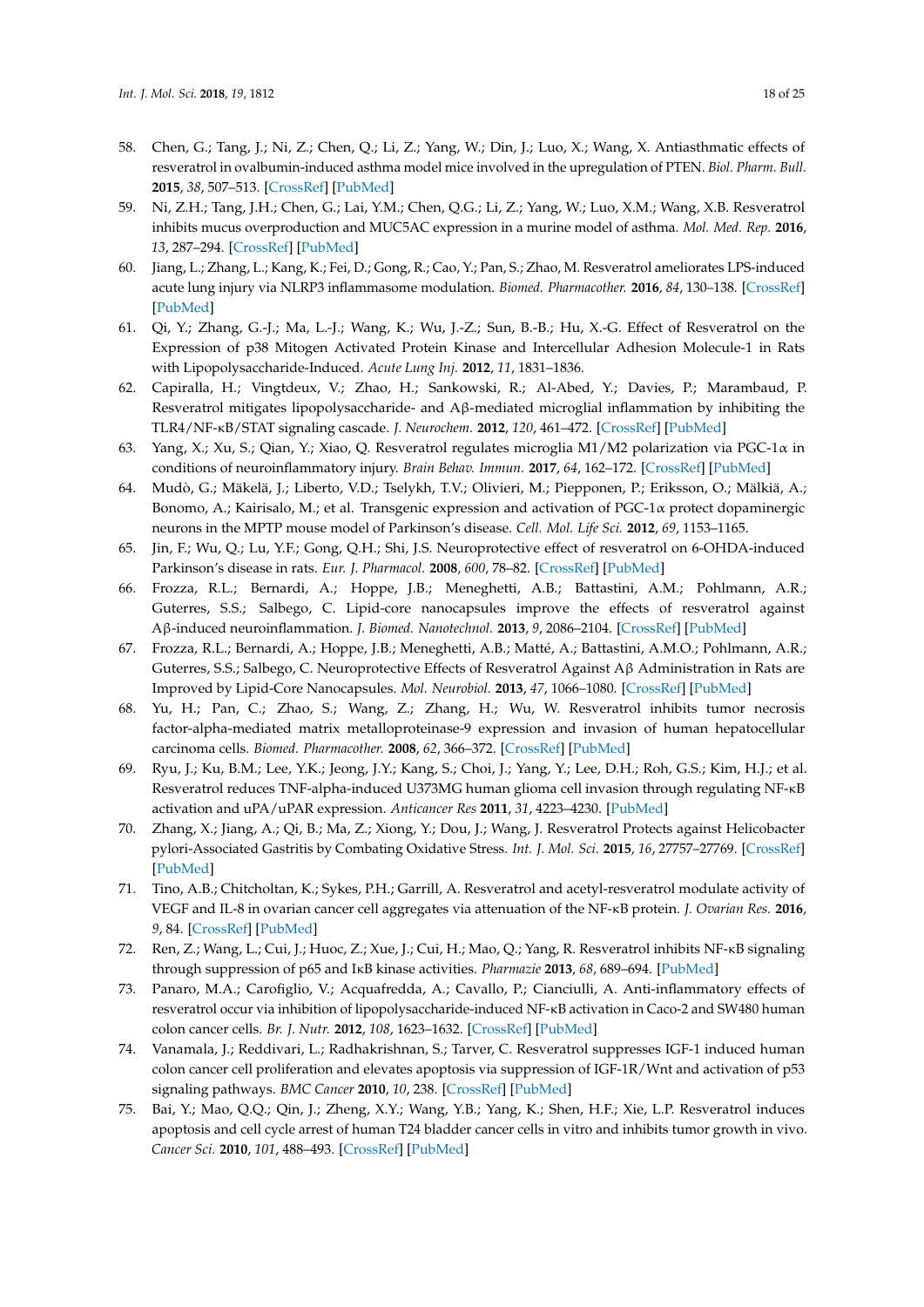58. Chen, G.; Tang, J.; Ni, Z.; Chen, Q.; Li, Z.; Yang, W.; Din, J.; Luo, X.; Wang, X. Antiasthmatic effects of resveratrol in ovalbumin-induced asthma model mice involved in the upregulation of PTEN. *Biol. Pharm. Bull.* **2015**, *38*, 507–513. [CrossRef] [PubMed]
59. Ni, Z.H.; Tang, J.H.; Chen, G.; Lai, Y.M.; Chen, Q.G.; Li, Z.; Yang, W.; Luo, X.M.; Wang, X.B. Resveratrol inhibits mucus overproduction and MUC5AC expression in a murine model of asthma. *Mol. Med. Rep.* **2016**, *13*, 287–294. [CrossRef] [PubMed]
60. Jiang, L.; Zhang, L.; Kang, K.; Fei, D.; Gong, R.; Cao, Y.; Pan, S.; Zhao, M. Resveratrol ameliorates LPS-induced acute lung injury via NLRP3 inflammasome modulation. *Biomed. Pharmacother.* **2016**, *84*, 130–138. [CrossRef] [PubMed]
61. Qi, Y.; Zhang, G.-J.; Ma, L.-J.; Wang, K.; Wu, J.-Z.; Sun, B.-B.; Hu, X.-G. Effect of Resveratrol on the Expression of p38 Mitogen Activated Protein Kinase and Intercellular Adhesion Molecule-1 in Rats with Lipopolysaccharide-Induced. *Acute Lung Inj.* **2012**, *11*, 1831–1836.
62. Capiralla, H.; Vingtdeux, V.; Zhao, H.; Sankowski, R.; Al-Abed, Y.; Davies, P.; Marambaud, P. Resveratrol mitigates lipopolysaccharide- and Aβ-mediated microglial inflammation by inhibiting the TLR4/NF-κB/STAT signaling cascade. *J. Neurochem.* **2012**, *120*, 461–472. [CrossRef] [PubMed]
63. Yang, X.; Xu, S.; Qian, Y.; Xiao, Q. Resveratrol regulates microglia M1/M2 polarization via PGC-1α in conditions of neuroinflammatory injury. *Brain Behav. Immun.* **2017**, *64*, 162–172. [CrossRef] [PubMed]
64. Mudò, G.; Mäkelä, J.; Liberto, V.D.; Tselykh, T.V.; Olivieri, M.; Piepponen, P.; Eriksson, O.; Mälkiä, A.; Bonomo, A.; Kairisalo, M.; et al. Transgenic expression and activation of PGC-1α protect dopaminergic neurons in the MPTP mouse model of Parkinson's disease. *Cell. Mol. Life Sci.* **2012**, *69*, 1153–1165.
65. Jin, F.; Wu, Q.; Lu, Y.F.; Gong, Q.H.; Shi, J.S. Neuroprotective effect of resveratrol on 6-OHDA-induced Parkinson's disease in rats. *Eur. J. Pharmacol.* **2008**, *600*, 78–82. [CrossRef] [PubMed]
66. Frozza, R.L.; Bernardi, A.; Hoppe, J.B.; Meneghetti, A.B.; Battastini, A.M.; Pohlmann, A.R.; Guterres, S.S.; Salbego, C. Lipid-core nanocapsules improve the effects of resveratrol against Aβ-induced neuroinflammation. *J. Biomed. Nanotechnol.* **2013**, *9*, 2086–2104. [CrossRef] [PubMed]
67. Frozza, R.L.; Bernardi, A.; Hoppe, J.B.; Meneghetti, A.B.; Matté, A.; Battastini, A.M.O.; Pohlmann, A.R.; Guterres, S.S.; Salbego, C. Neuroprotective Effects of Resveratrol Against Aβ Administration in Rats are Improved by Lipid-Core Nanocapsules. *Mol. Neurobiol.* **2013**, *47*, 1066–1080. [CrossRef] [PubMed]
68. Yu, H.; Pan, C.; Zhao, S.; Wang, Z.; Zhang, H.; Wu, W. Resveratrol inhibits tumor necrosis factor-alpha-mediated matrix metalloproteinase-9 expression and invasion of human hepatocellular carcinoma cells. *Biomed. Pharmacother.* **2008**, *62*, 366–372. [CrossRef] [PubMed]
69. Ryu, J.; Ku, B.M.; Lee, Y.K.; Jeong, J.Y.; Kang, S.; Choi, J.; Yang, Y.; Lee, D.H.; Roh, G.S.; Kim, H.J.; et al. Resveratrol reduces TNF-alpha-induced U373MG human glioma cell invasion through regulating NF-κB activation and uPA/uPAR expression. *Anticancer Res* **2011**, *31*, 4223–4230. [PubMed]
70. Zhang, X.; Jiang, A.; Qi, B.; Ma, Z.; Xiong, Y.; Dou, J.; Wang, J. Resveratrol Protects against Helicobacter pylori-Associated Gastritis by Combating Oxidative Stress. *Int. J. Mol. Sci.* **2015**, *16*, 27757–27769. [CrossRef] [PubMed]
71. Tino, A.B.; Chitcholtan, K.; Sykes, P.H.; Garrill, A. Resveratrol and acetyl-resveratrol modulate activity of VEGF and IL-8 in ovarian cancer cell aggregates via attenuation of the NF-κB protein. *J. Ovarian Res.* **2016**, *9*, 84. [CrossRef] [PubMed]
72. Ren, Z.; Wang, L.; Cui, J.; Huoc, Z.; Xue, J.; Cui, H.; Mao, Q.; Yang, R. Resveratrol inhibits NF-κB signaling through suppression of p65 and IκB kinase activities. *Pharmazie* **2013**, *68*, 689–694. [PubMed]
73. Panaro, M.A.; Carofiglio, V.; Acquafredda, A.; Cavallo, P.; Cianciulli, A. Anti-inflammatory effects of resveratrol occur via inhibition of lipopolysaccharide-induced NF-κB activation in Caco-2 and SW480 human colon cancer cells. *Br. J. Nutr.* **2012**, *108*, 1623–1632. [CrossRef] [PubMed]
74. Vanamala, J.; Reddivari, L.; Radhakrishnan, S.; Tarver, C. Resveratrol suppresses IGF-1 induced human colon cancer cell proliferation and elevates apoptosis via suppression of IGF-1R/Wnt and activation of p53 signaling pathways. *BMC Cancer* **2010**, *10*, 238. [CrossRef] [PubMed]
75. Bai, Y.; Mao, Q.Q.; Qin, J.; Zheng, X.Y.; Wang, Y.B.; Yang, K.; Shen, H.F.; Xie, L.P. Resveratrol induces apoptosis and cell cycle arrest of human T24 bladder cancer cells in vitro and inhibits tumor growth in vivo. *Cancer Sci.* **2010**, *101*, 488–493. [CrossRef] [PubMed]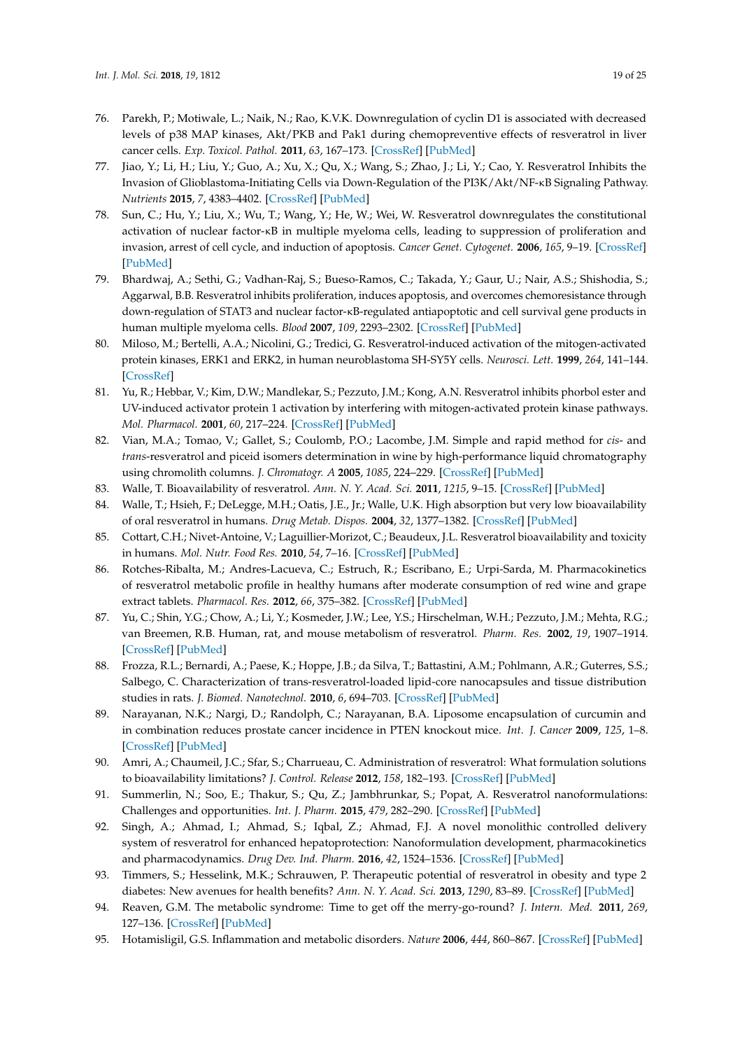76. Parekh, P.; Motiwale, L.; Naik, N.; Rao, K.V.K. Downregulation of cyclin D1 is associated with decreased levels of p38 MAP kinases, Akt/PKB and Pak1 during chemopreventive effects of resveratrol in liver cancer cells. *Exp. Toxicol. Pathol.* **2011**, *63*, 167–173. [CrossRef] [PubMed]
77. Jiao, Y.; Li, H.; Liu, Y.; Guo, A.; Xu, X.; Qu, X.; Wang, S.; Zhao, J.; Li, Y.; Cao, Y. Resveratrol Inhibits the Invasion of Glioblastoma-Initiating Cells via Down-Regulation of the PI3K/Akt/NF-κB Signaling Pathway. *Nutrients* **2015**, *7*, 4383–4402. [CrossRef] [PubMed]
78. Sun, C.; Hu, Y.; Liu, X.; Wu, T.; Wang, Y.; He, W.; Wei, W. Resveratrol downregulates the constitutional activation of nuclear factor-κB in multiple myeloma cells, leading to suppression of proliferation and invasion, arrest of cell cycle, and induction of apoptosis. *Cancer Genet. Cytogenet.* **2006**, *165*, 9–19. [CrossRef] [PubMed]
79. Bhardwaj, A.; Sethi, G.; Vadhan-Raj, S.; Bueso-Ramos, C.; Takada, Y.; Gaur, U.; Nair, A.S.; Shishodia, S.; Aggarwal, B.B. Resveratrol inhibits proliferation, induces apoptosis, and overcomes chemoresistance through down-regulation of STAT3 and nuclear factor-κB-regulated antiapoptotic and cell survival gene products in human multiple myeloma cells. *Blood* **2007**, *109*, 2293–2302. [CrossRef] [PubMed]
80. Miloso, M.; Bertelli, A.A.; Nicolini, G.; Tredici, G. Resveratrol-induced activation of the mitogen-activated protein kinases, ERK1 and ERK2, in human neuroblastoma SH-SY5Y cells. *Neurosci. Lett.* **1999**, *264*, 141–144. [CrossRef]
81. Yu, R.; Hebbar, V.; Kim, D.W.; Mandlekar, S.; Pezzuto, J.M.; Kong, A.N. Resveratrol inhibits phorbol ester and UV-induced activator protein 1 activation by interfering with mitogen-activated protein kinase pathways. *Mol. Pharmacol.* **2001**, *60*, 217–224. [CrossRef] [PubMed]
82. Vian, M.A.; Tomao, V.; Gallet, S.; Coulomb, P.O.; Lacombe, J.M. Simple and rapid method for *cis*- and *trans*-resveratrol and piceid isomers determination in wine by high-performance liquid chromatography using chromolith columns. *J. Chromatogr. A* **2005**, *1085*, 224–229. [CrossRef] [PubMed]
83. Walle, T. Bioavailability of resveratrol. *Ann. N. Y. Acad. Sci.* **2011**, *1215*, 9–15. [CrossRef] [PubMed]
84. Walle, T.; Hsieh, F.; DeLegge, M.H.; Oatis, J.E., Jr.; Walle, U.K. High absorption but very low bioavailability of oral resveratrol in humans. *Drug Metab. Dispos.* **2004**, *32*, 1377–1382. [CrossRef] [PubMed]
85. Cottart, C.H.; Nivet-Antoine, V.; Laguillier-Morizot, C.; Beaudeux, J.L. Resveratrol bioavailability and toxicity in humans. *Mol. Nutr. Food Res.* **2010**, *54*, 7–16. [CrossRef] [PubMed]
86. Rotches-Ribalta, M.; Andres-Lacueva, C.; Estruch, R.; Escribano, E.; Urpi-Sarda, M. Pharmacokinetics of resveratrol metabolic profile in healthy humans after moderate consumption of red wine and grape extract tablets. *Pharmacol. Res.* **2012**, *66*, 375–382. [CrossRef] [PubMed]
87. Yu, C.; Shin, Y.G.; Chow, A.; Li, Y.; Kosmeder, J.W.; Lee, Y.S.; Hirschelman, W.H.; Pezzuto, J.M.; Mehta, R.G.; van Breemen, R.B. Human, rat, and mouse metabolism of resveratrol. *Pharm. Res.* **2002**, *19*, 1907–1914. [CrossRef] [PubMed]
88. Frozza, R.L.; Bernardi, A.; Paese, K.; Hoppe, J.B.; da Silva, T.; Battastini, A.M.; Pohlmann, A.R.; Guterres, S.S.; Salbego, C. Characterization of trans-resveratrol-loaded lipid-core nanocapsules and tissue distribution studies in rats. *J. Biomed. Nanotechnol.* **2010**, *6*, 694–703. [CrossRef] [PubMed]
89. Narayanan, N.K.; Nargi, D.; Randolph, C.; Narayanan, B.A. Liposome encapsulation of curcumin and in combination reduces prostate cancer incidence in PTEN knockout mice. *Int. J. Cancer* **2009**, *125*, 1–8. [CrossRef] [PubMed]
90. Amri, A.; Chaumeil, J.C.; Sfar, S.; Charrueau, C. Administration of resveratrol: What formulation solutions to bioavailability limitations? *J. Control. Release* **2012**, *158*, 182–193. [CrossRef] [PubMed]
91. Summerlin, N.; Soo, E.; Thakur, S.; Qu, Z.; Jambhrunkar, S.; Popat, A. Resveratrol nanoformulations: Challenges and opportunities. *Int. J. Pharm.* **2015**, *479*, 282–290. [CrossRef] [PubMed]
92. Singh, A.; Ahmad, I.; Ahmad, S.; Iqbal, Z.; Ahmad, F.J. A novel monolithic controlled delivery system of resveratrol for enhanced hepatoprotection: Nanoformulation development, pharmacokinetics and pharmacodynamics. *Drug Dev. Ind. Pharm.* **2016**, *42*, 1524–1536. [CrossRef] [PubMed]
93. Timmers, S.; Hesselink, M.K.; Schrauwen, P. Therapeutic potential of resveratrol in obesity and type 2 diabetes: New avenues for health benefits? *Ann. N. Y. Acad. Sci.* **2013**, *1290*, 83–89. [CrossRef] [PubMed]
94. Reaven, G.M. The metabolic syndrome: Time to get off the merry-go-round? *J. Intern. Med.* **2011**, *269*, 127–136. [CrossRef] [PubMed]
95. Hotamisligil, G.S. Inflammation and metabolic disorders. *Nature* **2006**, *444*, 860–867. [CrossRef] [PubMed]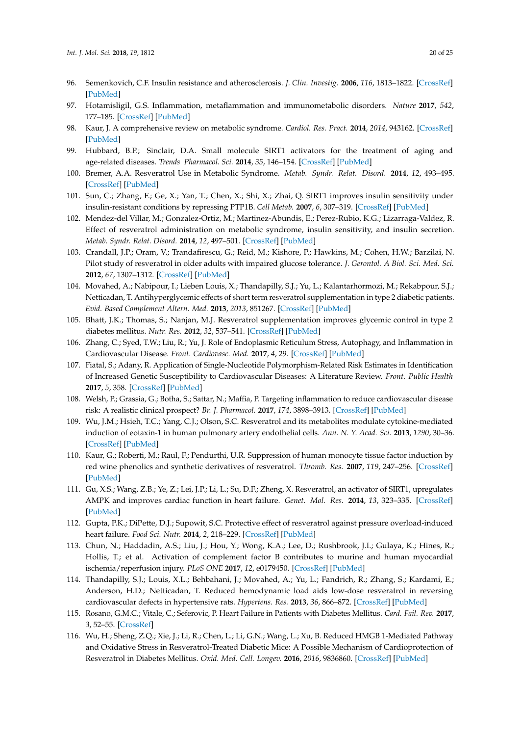96. Semenkovich, C.F. Insulin resistance and atherosclerosis. *J. Clin. Investig.* **2006**, *116*, 1813–1822. [CrossRef] [PubMed]
97. Hotamisligil, G.S. Inflammation, metaflammation and immunometabolic disorders. *Nature* **2017**, *542*, 177–185. [CrossRef] [PubMed]
98. Kaur, J. A comprehensive review on metabolic syndrome. *Cardiol. Res. Pract.* **2014**, *2014*, 943162. [CrossRef] [PubMed]
99. Hubbard, B.P.; Sinclair, D.A. Small molecule SIRT1 activators for the treatment of aging and age-related diseases. *Trends Pharmacol. Sci.* **2014**, *35*, 146–154. [CrossRef] [PubMed]
100. Bremer, A.A. Resveratrol Use in Metabolic Syndrome. *Metab. Syndr. Relat. Disord.* **2014**, *12*, 493–495. [CrossRef] [PubMed]
101. Sun, C.; Zhang, F.; Ge, X.; Yan, T.; Chen, X.; Shi, X.; Zhai, Q. SIRT1 improves insulin sensitivity under insulin-resistant conditions by repressing PTP1B. *Cell Metab.* **2007**, *6*, 307–319. [CrossRef] [PubMed]
102. Mendez-del Villar, M.; Gonzalez-Ortiz, M.; Martinez-Abundis, E.; Perez-Rubio, K.G.; Lizarraga-Valdez, R. Effect of resveratrol administration on metabolic syndrome, insulin sensitivity, and insulin secretion. *Metab. Syndr. Relat. Disord.* **2014**, *12*, 497–501. [CrossRef] [PubMed]
103. Crandall, J.P.; Oram, V.; Trandafirescu, G.; Reid, M.; Kishore, P.; Hawkins, M.; Cohen, H.W.; Barzilai, N. Pilot study of resveratrol in older adults with impaired glucose tolerance. *J. Gerontol. A Biol. Sci. Med. Sci.* **2012**, *67*, 1307–1312. [CrossRef] [PubMed]
104. Movahed, A.; Nabipour, I.; Lieben Louis, X.; Thandapilly, S.J.; Yu, L.; Kalantarhormozi, M.; Rekabpour, S.J.; Netticadan, T. Antihyperglycemic effects of short term resveratrol supplementation in type 2 diabetic patients. *Evid. Based Complement Altern. Med.* **2013**, *2013*, 851267. [CrossRef] [PubMed]
105. Bhatt, J.K.; Thomas, S.; Nanjan, M.J. Resveratrol supplementation improves glycemic control in type 2 diabetes mellitus. *Nutr. Res.* **2012**, *32*, 537–541. [CrossRef] [PubMed]
106. Zhang, C.; Syed, T.W.; Liu, R.; Yu, J. Role of Endoplasmic Reticulum Stress, Autophagy, and Inflammation in Cardiovascular Disease. *Front. Cardiovasc. Med.* **2017**, *4*, 29. [CrossRef] [PubMed]
107. Fiatal, S.; Adany, R. Application of Single-Nucleotide Polymorphism-Related Risk Estimates in Identification of Increased Genetic Susceptibility to Cardiovascular Diseases: A Literature Review. *Front. Public Health* **2017**, *5*, 358. [CrossRef] [PubMed]
108. Welsh, P.; Grassia, G.; Botha, S.; Sattar, N.; Maffia, P. Targeting inflammation to reduce cardiovascular disease risk: A realistic clinical prospect? *Br. J. Pharmacol.* **2017**, *174*, 3898–3913. [CrossRef] [PubMed]
109. Wu, J.M.; Hsieh, T.C.; Yang, C.J.; Olson, S.C. Resveratrol and its metabolites modulate cytokine-mediated induction of eotaxin-1 in human pulmonary artery endothelial cells. *Ann. N. Y. Acad. Sci.* **2013**, *1290*, 30–36. [CrossRef] [PubMed]
110. Kaur, G.; Roberti, M.; Raul, F.; Pendurthi, U.R. Suppression of human monocyte tissue factor induction by red wine phenolics and synthetic derivatives of resveratrol. *Thromb. Res.* **2007**, *119*, 247–256. [CrossRef] [PubMed]
111. Gu, X.S.; Wang, Z.B.; Ye, Z.; Lei, J.P.; Li, L.; Su, D.F.; Zheng, X. Resveratrol, an activator of SIRT1, upregulates AMPK and improves cardiac function in heart failure. *Genet. Mol. Res.* **2014**, *13*, 323–335. [CrossRef] [PubMed]
112. Gupta, P.K.; DiPette, D.J.; Supowit, S.C. Protective effect of resveratrol against pressure overload-induced heart failure. *Food Sci. Nutr.* **2014**, *2*, 218–229. [CrossRef] [PubMed]
113. Chun, N.; Haddadin, A.S.; Liu, J.; Hou, Y.; Wong, K.A.; Lee, D.; Rushbrook, J.I.; Gulaya, K.; Hines, R.; Hollis, T.; et al. Activation of complement factor B contributes to murine and human myocardial ischemia/reperfusion injury. *PLoS ONE* **2017**, *12*, e0179450. [CrossRef] [PubMed]
114. Thandapilly, S.J.; Louis, X.L.; Behbahani, J.; Movahed, A.; Yu, L.; Fandrich, R.; Zhang, S.; Kardami, E.; Anderson, H.D.; Netticadan, T. Reduced hemodynamic load aids low-dose resveratrol in reversing cardiovascular defects in hypertensive rats. *Hypertens. Res.* **2013**, *36*, 866–872. [CrossRef] [PubMed]
115. Rosano, G.M.C.; Vitale, C.; Seferovic, P. Heart Failure in Patients with Diabetes Mellitus. *Card. Fail. Rev.* **2017**, *3*, 52–55. [CrossRef]
116. Wu, H.; Sheng, Z.Q.; Xie, J.; Li, R.; Chen, L.; Li, G.N.; Wang, L.; Xu, B. Reduced HMGB 1-Mediated Pathway and Oxidative Stress in Resveratrol-Treated Diabetic Mice: A Possible Mechanism of Cardioprotection of Resveratrol in Diabetes Mellitus. *Oxid. Med. Cell. Longev.* **2016**, *2016*, 9836860. [CrossRef] [PubMed]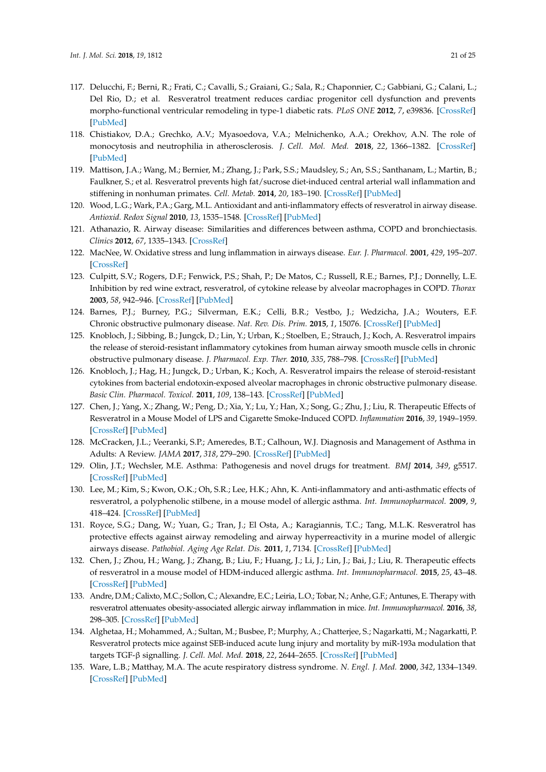117. Delucchi, F.; Berni, R.; Frati, C.; Cavalli, S.; Graiani, G.; Sala, R.; Chaponnier, C.; Gabbiani, G.; Calani, L.; Del Rio, D.; et al. Resveratrol treatment reduces cardiac progenitor cell dysfunction and prevents morpho-functional ventricular remodeling in type-1 diabetic rats. *PLoS ONE* **2012**, *7*, e39836. [CrossRef] [PubMed]
118. Chistiakov, D.A.; Grechko, A.V.; Myasoedova, V.A.; Melnichenko, A.A.; Orekhov, A.N. The role of monocytosis and neutrophilia in atherosclerosis. *J. Cell. Mol. Med.* **2018**, *22*, 1366–1382. [CrossRef] [PubMed]
119. Mattison, J.A.; Wang, M.; Bernier, M.; Zhang, J.; Park, S.S.; Maudsley, S.; An, S.S.; Santhanam, L.; Martin, B.; Faulkner, S.; et al. Resveratrol prevents high fat/sucrose diet-induced central arterial wall inflammation and stiffening in nonhuman primates. *Cell. Metab.* **2014**, *20*, 183–190. [CrossRef] [PubMed]
120. Wood, L.G.; Wark, P.A.; Garg, M.L. Antioxidant and anti-inflammatory effects of resveratrol in airway disease. *Antioxid. Redox Signal* **2010**, *13*, 1535–1548. [CrossRef] [PubMed]
121. Athanazio, R. Airway disease: Similarities and differences between asthma, COPD and bronchiectasis. *Clinics* **2012**, *67*, 1335–1343. [CrossRef]
122. MacNee, W. Oxidative stress and lung inflammation in airways disease. *Eur. J. Pharmacol.* **2001**, *429*, 195–207. [CrossRef]
123. Culpitt, S.V.; Rogers, D.F.; Fenwick, P.S.; Shah, P.; De Matos, C.; Russell, R.E.; Barnes, P.J.; Donnelly, L.E. Inhibition by red wine extract, resveratrol, of cytokine release by alveolar macrophages in COPD. *Thorax* **2003**, *58*, 942–946. [CrossRef] [PubMed]
124. Barnes, P.J.; Burney, P.G.; Silverman, E.K.; Celli, B.R.; Vestbo, J.; Wedzicha, J.A.; Wouters, E.F. Chronic obstructive pulmonary disease. *Nat. Rev. Dis. Prim.* **2015**, *1*, 15076. [CrossRef] [PubMed]
125. Knobloch, J.; Sibbing, B.; Jungck, D.; Lin, Y.; Urban, K.; Stoelben, E.; Strauch, J.; Koch, A. Resveratrol impairs the release of steroid-resistant inflammatory cytokines from human airway smooth muscle cells in chronic obstructive pulmonary disease. *J. Pharmacol. Exp. Ther.* **2010**, *335*, 788–798. [CrossRef] [PubMed]
126. Knobloch, J.; Hag, H.; Jungck, D.; Urban, K.; Koch, A. Resveratrol impairs the release of steroid-resistant cytokines from bacterial endotoxin-exposed alveolar macrophages in chronic obstructive pulmonary disease. *Basic Clin. Pharmacol. Toxicol.* **2011**, *109*, 138–143. [CrossRef] [PubMed]
127. Chen, J.; Yang, X.; Zhang, W.; Peng, D.; Xia, Y.; Lu, Y.; Han, X.; Song, G.; Zhu, J.; Liu, R. Therapeutic Effects of Resveratrol in a Mouse Model of LPS and Cigarette Smoke-Induced COPD. *Inflammation* **2016**, *39*, 1949–1959. [CrossRef] [PubMed]
128. McCracken, J.L.; Veeranki, S.P.; Ameredes, B.T.; Calhoun, W.J. Diagnosis and Management of Asthma in Adults: A Review. *JAMA* **2017**, *318*, 279–290. [CrossRef] [PubMed]
129. Olin, J.T.; Wechsler, M.E. Asthma: Pathogenesis and novel drugs for treatment. *BMJ* **2014**, *349*, g5517. [CrossRef] [PubMed]
130. Lee, M.; Kim, S.; Kwon, O.K.; Oh, S.R.; Lee, H.K.; Ahn, K. Anti-inflammatory and anti-asthmatic effects of resveratrol, a polyphenolic stilbene, in a mouse model of allergic asthma. *Int. Immunopharmacol.* **2009**, *9*, 418–424. [CrossRef] [PubMed]
131. Royce, S.G.; Dang, W.; Yuan, G.; Tran, J.; El Osta, A.; Karagiannis, T.C.; Tang, M.L.K. Resveratrol has protective effects against airway remodeling and airway hyperreactivity in a murine model of allergic airways disease. *Pathobiol. Aging Age Relat. Dis.* **2011**, *1*, 7134. [CrossRef] [PubMed]
132. Chen, J.; Zhou, H.; Wang, J.; Zhang, B.; Liu, F.; Huang, J.; Li, J.; Lin, J.; Bai, J.; Liu, R. Therapeutic effects of resveratrol in a mouse model of HDM-induced allergic asthma. *Int. Immunopharmacol.* **2015**, *25*, 43–48. [CrossRef] [PubMed]
133. Andre, D.M.; Calixto, M.C.; Sollon, C.; Alexandre, E.C.; Leiria, L.O.; Tobar, N.; Anhe, G.F.; Antunes, E. Therapy with resveratrol attenuates obesity-associated allergic airway inflammation in mice. *Int. Immunopharmacol.* **2016**, *38*, 298–305. [CrossRef] [PubMed]
134. Alghetaa, H.; Mohammed, A.; Sultan, M.; Busbee, P.; Murphy, A.; Chatterjee, S.; Nagarkatti, M.; Nagarkatti, P. Resveratrol protects mice against SEB-induced acute lung injury and mortality by miR-193a modulation that targets TGF-β signalling. *J. Cell. Mol. Med.* **2018**, *22*, 2644–2655. [CrossRef] [PubMed]
135. Ware, L.B.; Matthay, M.A. The acute respiratory distress syndrome. *N. Engl. J. Med.* **2000**, *342*, 1334–1349. [CrossRef] [PubMed]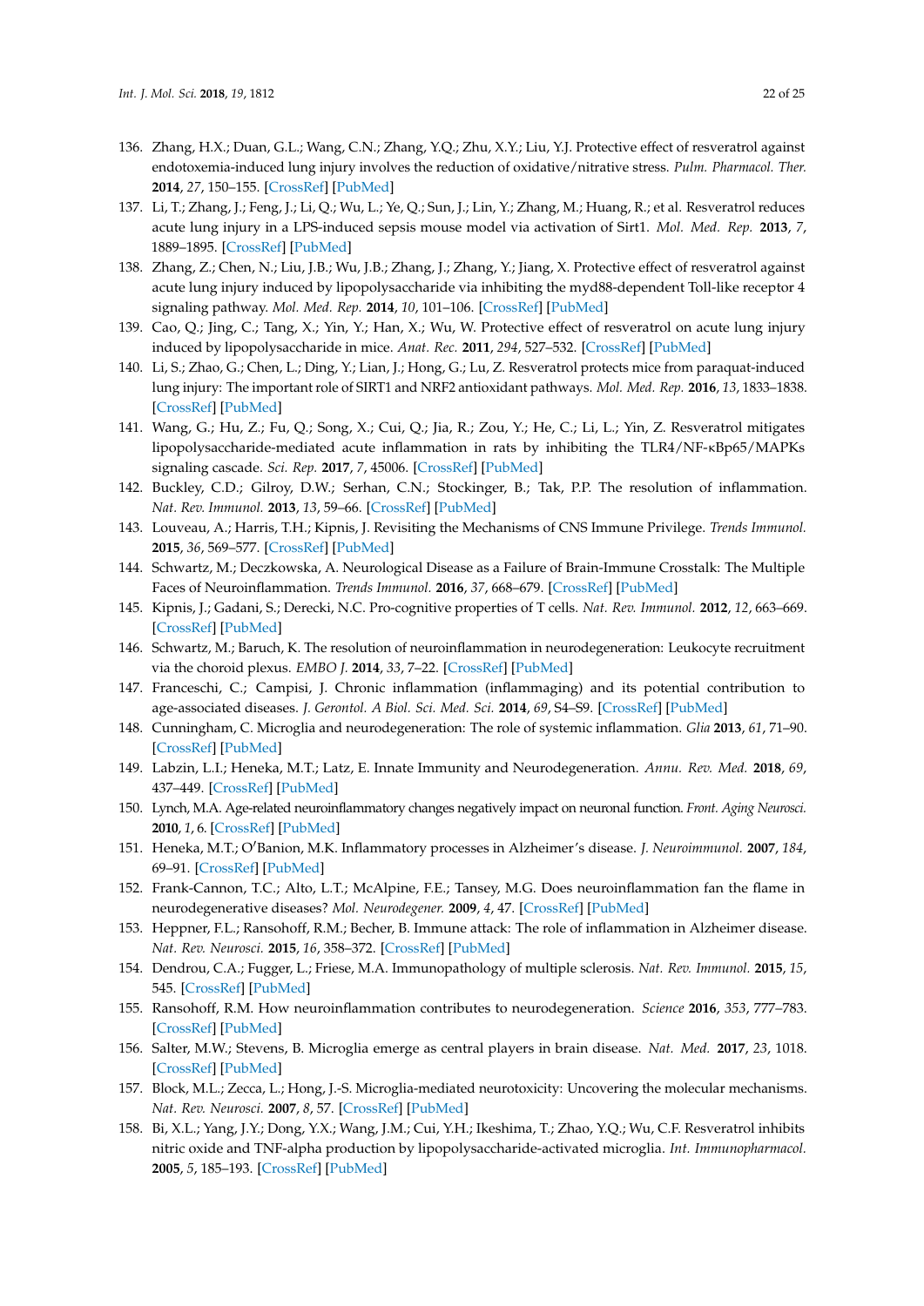136. Zhang, H.X.; Duan, G.L.; Wang, C.N.; Zhang, Y.Q.; Zhu, X.Y.; Liu, Y.J. Protective effect of resveratrol against endotoxemia-induced lung injury involves the reduction of oxidative/nitrative stress. *Pulm. Pharmacol. Ther.* **2014**, *27*, 150–155. [CrossRef] [PubMed]
137. Li, T.; Zhang, J.; Feng, J.; Li, Q.; Wu, L.; Ye, Q.; Sun, J.; Lin, Y.; Zhang, M.; Huang, R.; et al. Resveratrol reduces acute lung injury in a LPS-induced sepsis mouse model via activation of Sirt1. *Mol. Med. Rep.* **2013**, *7*, 1889–1895. [CrossRef] [PubMed]
138. Zhang, Z.; Chen, N.; Liu, J.B.; Wu, J.B.; Zhang, J.; Zhang, Y.; Jiang, X. Protective effect of resveratrol against acute lung injury induced by lipopolysaccharide via inhibiting the myd88-dependent Toll-like receptor 4 signaling pathway. *Mol. Med. Rep.* **2014**, *10*, 101–106. [CrossRef] [PubMed]
139. Cao, Q.; Jing, C.; Tang, X.; Yin, Y.; Han, X.; Wu, W. Protective effect of resveratrol on acute lung injury induced by lipopolysaccharide in mice. *Anat. Rec.* **2011**, *294*, 527–532. [CrossRef] [PubMed]
140. Li, S.; Zhao, G.; Chen, L.; Ding, Y.; Lian, J.; Hong, G.; Lu, Z. Resveratrol protects mice from paraquat-induced lung injury: The important role of SIRT1 and NRF2 antioxidant pathways. *Mol. Med. Rep.* **2016**, *13*, 1833–1838. [CrossRef] [PubMed]
141. Wang, G.; Hu, Z.; Fu, Q.; Song, X.; Cui, Q.; Jia, R.; Zou, Y.; He, C.; Li, L.; Yin, Z. Resveratrol mitigates lipopolysaccharide-mediated acute inflammation in rats by inhibiting the TLR4/NF-κBp65/MAPKs signaling cascade. *Sci. Rep.* **2017**, *7*, 45006. [CrossRef] [PubMed]
142. Buckley, C.D.; Gilroy, D.W.; Serhan, C.N.; Stockinger, B.; Tak, P.P. The resolution of inflammation. *Nat. Rev. Immunol.* **2013**, *13*, 59–66. [CrossRef] [PubMed]
143. Louveau, A.; Harris, T.H.; Kipnis, J. Revisiting the Mechanisms of CNS Immune Privilege. *Trends Immunol.* **2015**, *36*, 569–577. [CrossRef] [PubMed]
144. Schwartz, M.; Deczkowska, A. Neurological Disease as a Failure of Brain-Immune Crosstalk: The Multiple Faces of Neuroinflammation. *Trends Immunol.* **2016**, *37*, 668–679. [CrossRef] [PubMed]
145. Kipnis, J.; Gadani, S.; Derecki, N.C. Pro-cognitive properties of T cells. *Nat. Rev. Immunol.* **2012**, *12*, 663–669. [CrossRef] [PubMed]
146. Schwartz, M.; Baruch, K. The resolution of neuroinflammation in neurodegeneration: Leukocyte recruitment via the choroid plexus. *EMBO J.* **2014**, *33*, 7–22. [CrossRef] [PubMed]
147. Franceschi, C.; Campisi, J. Chronic inflammation (inflammaging) and its potential contribution to age-associated diseases. *J. Gerontol. A Biol. Sci. Med. Sci.* **2014**, *69*, S4–S9. [CrossRef] [PubMed]
148. Cunningham, C. Microglia and neurodegeneration: The role of systemic inflammation. *Glia* **2013**, *61*, 71–90. [CrossRef] [PubMed]
149. Labzin, L.I.; Heneka, M.T.; Latz, E. Innate Immunity and Neurodegeneration. *Annu. Rev. Med.* **2018**, *69*, 437–449. [CrossRef] [PubMed]
150. Lynch, M.A. Age-related neuroinflammatory changes negatively impact on neuronal function. *Front. Aging Neurosci.* **2010**, *1*, 6. [CrossRef] [PubMed]
151. Heneka, M.T.; O'Banion, M.K. Inflammatory processes in Alzheimer's disease. *J. Neuroimmunol.* **2007**, *184*, 69–91. [CrossRef] [PubMed]
152. Frank-Cannon, T.C.; Alto, L.T.; McAlpine, F.E.; Tansey, M.G. Does neuroinflammation fan the flame in neurodegenerative diseases? *Mol. Neurodegener.* **2009**, *4*, 47. [CrossRef] [PubMed]
153. Heppner, F.L.; Ransohoff, R.M.; Becher, B. Immune attack: The role of inflammation in Alzheimer disease. *Nat. Rev. Neurosci.* **2015**, *16*, 358–372. [CrossRef] [PubMed]
154. Dendrou, C.A.; Fugger, L.; Friese, M.A. Immunopathology of multiple sclerosis. *Nat. Rev. Immunol.* **2015**, *15*, 545. [CrossRef] [PubMed]
155. Ransohoff, R.M. How neuroinflammation contributes to neurodegeneration. *Science* **2016**, *353*, 777–783. [CrossRef] [PubMed]
156. Salter, M.W.; Stevens, B. Microglia emerge as central players in brain disease. *Nat. Med.* **2017**, *23*, 1018. [CrossRef] [PubMed]
157. Block, M.L.; Zecca, L.; Hong, J.-S. Microglia-mediated neurotoxicity: Uncovering the molecular mechanisms. *Nat. Rev. Neurosci.* **2007**, *8*, 57. [CrossRef] [PubMed]
158. Bi, X.L.; Yang, J.Y.; Dong, Y.X.; Wang, J.M.; Cui, Y.H.; Ikeshima, T.; Zhao, Y.Q.; Wu, C.F. Resveratrol inhibits nitric oxide and TNF-alpha production by lipopolysaccharide-activated microglia. *Int. Immunopharmacol.* **2005**, *5*, 185–193. [CrossRef] [PubMed]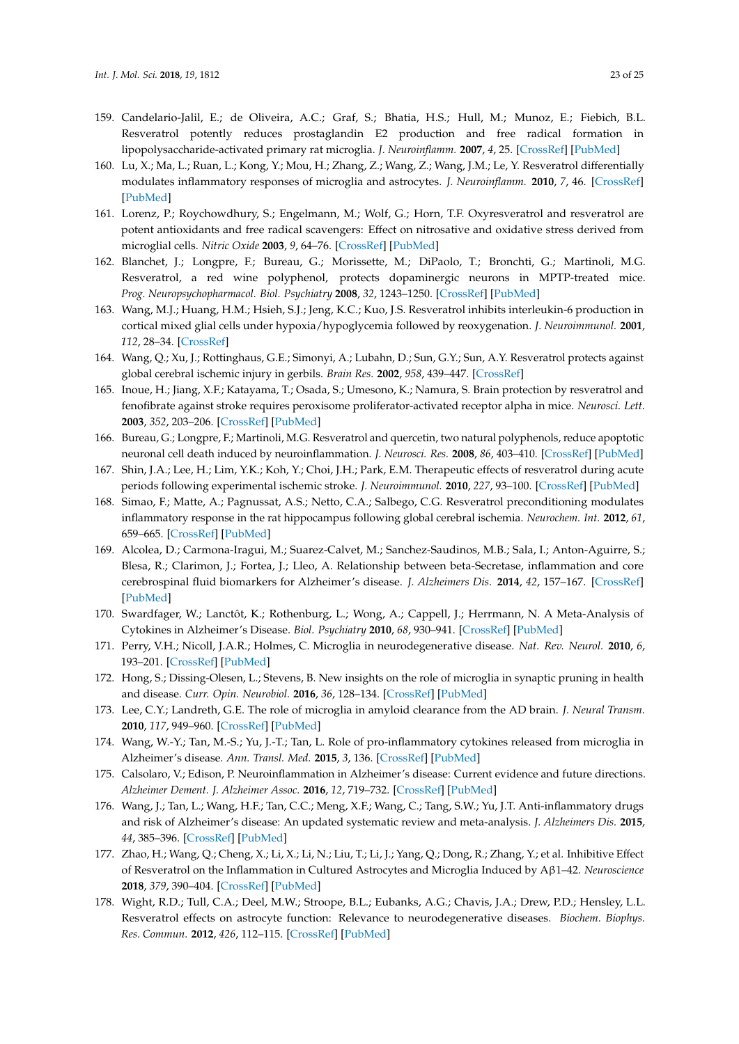159. Candelario-Jalil, E.; de Oliveira, A.C.; Graf, S.; Bhatia, H.S.; Hull, M.; Munoz, E.; Fiebich, B.L. Resveratrol potently reduces prostaglandin E2 production and free radical formation in lipopolysaccharide-activated primary rat microglia. *J. Neuroinflamm.* **2007**, *4*, 25. [CrossRef] [PubMed]
160. Lu, X.; Ma, L.; Ruan, L.; Kong, Y.; Mou, H.; Zhang, Z.; Wang, Z.; Wang, J.M.; Le, Y. Resveratrol differentially modulates inflammatory responses of microglia and astrocytes. *J. Neuroinflamm.* **2010**, *7*, 46. [CrossRef] [PubMed]
161. Lorenz, P.; Roychowdhury, S.; Engelmann, M.; Wolf, G.; Horn, T.F. Oxyresveratrol and resveratrol are potent antioxidants and free radical scavengers: Effect on nitrosative and oxidative stress derived from microglial cells. *Nitric Oxide* **2003**, *9*, 64–76. [CrossRef] [PubMed]
162. Blanchet, J.; Longpre, F.; Bureau, G.; Morissette, M.; DiPaolo, T.; Bronchti, G.; Martinoli, M.G. Resveratrol, a red wine polyphenol, protects dopaminergic neurons in MPTP-treated mice. *Prog. Neuropsychopharmacol. Biol. Psychiatry* **2008**, *32*, 1243–1250. [CrossRef] [PubMed]
163. Wang, M.J.; Huang, H.M.; Hsieh, S.J.; Jeng, K.C.; Kuo, J.S. Resveratrol inhibits interleukin-6 production in cortical mixed glial cells under hypoxia/hypoglycemia followed by reoxygenation. *J. Neuroimmunol.* **2001**, *112*, 28–34. [CrossRef]
164. Wang, Q.; Xu, J.; Rottinghaus, G.E.; Simonyi, A.; Lubahn, D.; Sun, G.Y.; Sun, A.Y. Resveratrol protects against global cerebral ischemic injury in gerbils. *Brain Res.* **2002**, *958*, 439–447. [CrossRef]
165. Inoue, H.; Jiang, X.F.; Katayama, T.; Osada, S.; Umesono, K.; Namura, S. Brain protection by resveratrol and fenofibrate against stroke requires peroxisome proliferator-activated receptor alpha in mice. *Neurosci. Lett.* **2003**, *352*, 203–206. [CrossRef] [PubMed]
166. Bureau, G.; Longpre, F.; Martinoli, M.G. Resveratrol and quercetin, two natural polyphenols, reduce apoptotic neuronal cell death induced by neuroinflammation. *J. Neurosci. Res.* **2008**, *86*, 403–410. [CrossRef] [PubMed]
167. Shin, J.A.; Lee, H.; Lim, Y.K.; Koh, Y.; Choi, J.H.; Park, E.M. Therapeutic effects of resveratrol during acute periods following experimental ischemic stroke. *J. Neuroimmunol.* **2010**, *227*, 93–100. [CrossRef] [PubMed]
168. Simao, F.; Matte, A.; Pagnussat, A.S.; Netto, C.A.; Salbego, C.G. Resveratrol preconditioning modulates inflammatory response in the rat hippocampus following global cerebral ischemia. *Neurochem. Int.* **2012**, *61*, 659–665. [CrossRef] [PubMed]
169. Alcolea, D.; Carmona-Iragui, M.; Suarez-Calvet, M.; Sanchez-Saudinos, M.B.; Sala, I.; Anton-Aguirre, S.; Blesa, R.; Clarimon, J.; Fortea, J.; Lleo, A. Relationship between beta-Secretase, inflammation and core cerebrospinal fluid biomarkers for Alzheimer's disease. *J. Alzheimers Dis.* **2014**, *42*, 157–167. [CrossRef] [PubMed]
170. Swardfager, W.; Lanctôt, K.; Rothenburg, L.; Wong, A.; Cappell, J.; Herrmann, N. A Meta-Analysis of Cytokines in Alzheimer's Disease. *Biol. Psychiatry* **2010**, *68*, 930–941. [CrossRef] [PubMed]
171. Perry, V.H.; Nicoll, J.A.R.; Holmes, C. Microglia in neurodegenerative disease. *Nat. Rev. Neurol.* **2010**, *6*, 193–201. [CrossRef] [PubMed]
172. Hong, S.; Dissing-Olesen, L.; Stevens, B. New insights on the role of microglia in synaptic pruning in health and disease. *Curr. Opin. Neurobiol.* **2016**, *36*, 128–134. [CrossRef] [PubMed]
173. Lee, C.Y.; Landreth, G.E. The role of microglia in amyloid clearance from the AD brain. *J. Neural Transm.* **2010**, *117*, 949–960. [CrossRef] [PubMed]
174. Wang, W.-Y.; Tan, M.-S.; Yu, J.-T.; Tan, L. Role of pro-inflammatory cytokines released from microglia in Alzheimer's disease. *Ann. Transl. Med.* **2015**, *3*, 136. [CrossRef] [PubMed]
175. Calsolaro, V.; Edison, P. Neuroinflammation in Alzheimer's disease: Current evidence and future directions. *Alzheimer Dement. J. Alzheimer Assoc.* **2016**, *12*, 719–732. [CrossRef] [PubMed]
176. Wang, J.; Tan, L.; Wang, H.F.; Tan, C.C.; Meng, X.F.; Wang, C.; Tang, S.W.; Yu, J.T. Anti-inflammatory drugs and risk of Alzheimer's disease: An updated systematic review and meta-analysis. *J. Alzheimers Dis.* **2015**, *44*, 385–396. [CrossRef] [PubMed]
177. Zhao, H.; Wang, Q.; Cheng, X.; Li, X.; Li, N.; Liu, T.; Li, J.; Yang, Q.; Dong, R.; Zhang, Y.; et al. Inhibitive Effect of Resveratrol on the Inflammation in Cultured Astrocytes and Microglia Induced by Aβ1–42. *Neuroscience* **2018**, *379*, 390–404. [CrossRef] [PubMed]
178. Wight, R.D.; Tull, C.A.; Deel, M.W.; Stroope, B.L.; Eubanks, A.G.; Chavis, J.A.; Drew, P.D.; Hensley, L.L. Resveratrol effects on astrocyte function: Relevance to neurodegenerative diseases. *Biochem. Biophys. Res. Commun.* **2012**, *426*, 112–115. [CrossRef] [PubMed]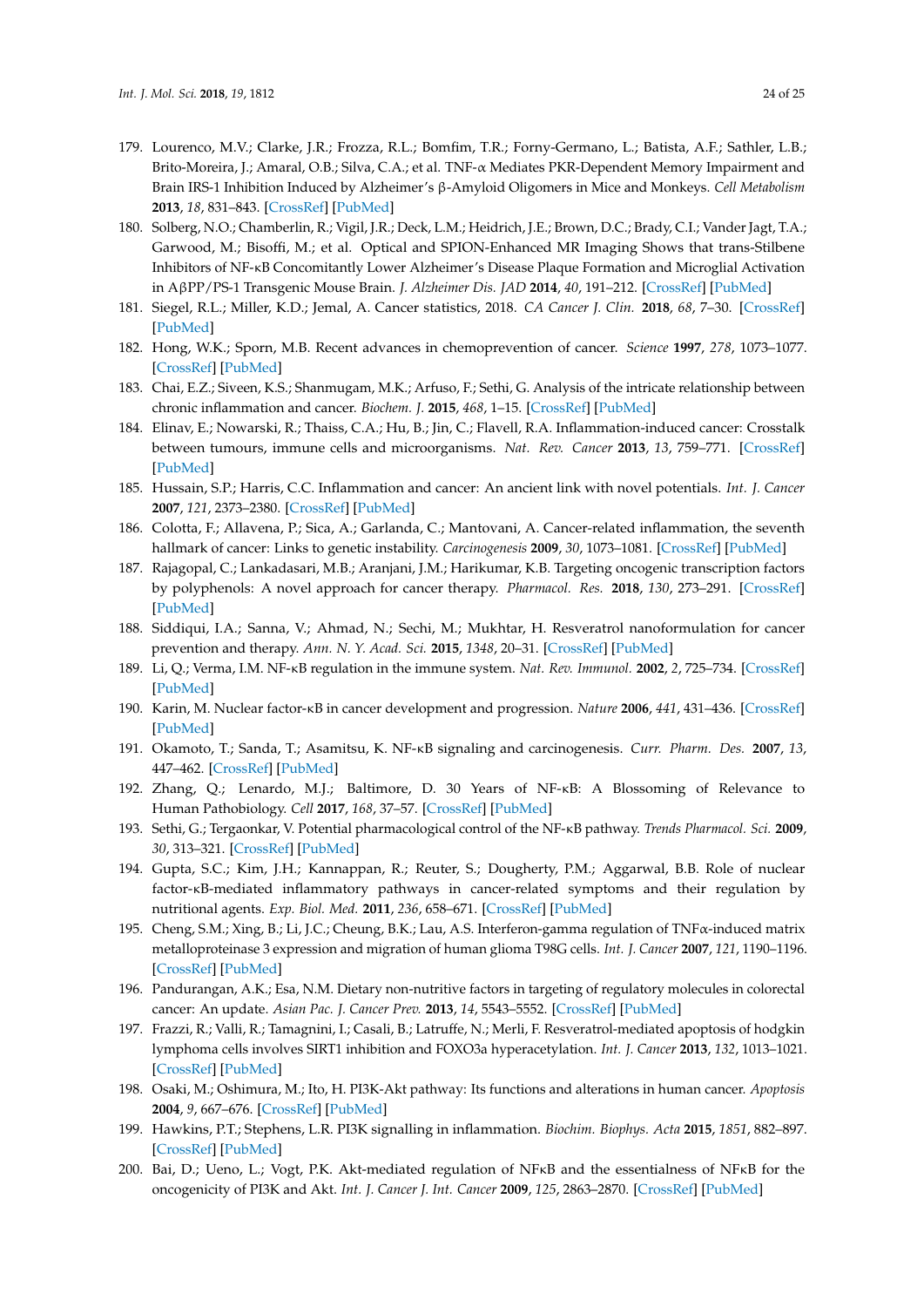179. Lourenco, M.V.; Clarke, J.R.; Frozza, R.L.; Bomfim, T.R.; Forny-Germano, L.; Batista, A.F.; Sathler, L.B.; Brito-Moreira, J.; Amaral, O.B.; Silva, C.A.; et al. TNF-α Mediates PKR-Dependent Memory Impairment and Brain IRS-1 Inhibition Induced by Alzheimer's β-Amyloid Oligomers in Mice and Monkeys. *Cell Metabolism* **2013**, *18*, 831–843. [CrossRef] [PubMed]
180. Solberg, N.O.; Chamberlin, R.; Vigil, J.R.; Deck, L.M.; Heidrich, J.E.; Brown, D.C.; Brady, C.I.; Vander Jagt, T.A.; Garwood, M.; Bisoffi, M.; et al. Optical and SPION-Enhanced MR Imaging Shows that trans-Stilbene Inhibitors of NF-κB Concomitantly Lower Alzheimer's Disease Plaque Formation and Microglial Activation in AβPP/PS-1 Transgenic Mouse Brain. *J. Alzheimer Dis. JAD* **2014**, *40*, 191–212. [CrossRef] [PubMed]
181. Siegel, R.L.; Miller, K.D.; Jemal, A. Cancer statistics, 2018. *CA Cancer J. Clin.* **2018**, *68*, 7–30. [CrossRef] [PubMed]
182. Hong, W.K.; Sporn, M.B. Recent advances in chemoprevention of cancer. *Science* **1997**, *278*, 1073–1077. [CrossRef] [PubMed]
183. Chai, E.Z.; Siveen, K.S.; Shanmugam, M.K.; Arfuso, F.; Sethi, G. Analysis of the intricate relationship between chronic inflammation and cancer. *Biochem. J.* **2015**, *468*, 1–15. [CrossRef] [PubMed]
184. Elinav, E.; Nowarski, R.; Thaiss, C.A.; Hu, B.; Jin, C.; Flavell, R.A. Inflammation-induced cancer: Crosstalk between tumours, immune cells and microorganisms. *Nat. Rev. Cancer* **2013**, *13*, 759–771. [CrossRef] [PubMed]
185. Hussain, S.P.; Harris, C.C. Inflammation and cancer: An ancient link with novel potentials. *Int. J. Cancer* **2007**, *121*, 2373–2380. [CrossRef] [PubMed]
186. Colotta, F.; Allavena, P.; Sica, A.; Garlanda, C.; Mantovani, A. Cancer-related inflammation, the seventh hallmark of cancer: Links to genetic instability. *Carcinogenesis* **2009**, *30*, 1073–1081. [CrossRef] [PubMed]
187. Rajagopal, C.; Lankadasari, M.B.; Aranjani, J.M.; Harikumar, K.B. Targeting oncogenic transcription factors by polyphenols: A novel approach for cancer therapy. *Pharmacol. Res.* **2018**, *130*, 273–291. [CrossRef] [PubMed]
188. Siddiqui, I.A.; Sanna, V.; Ahmad, N.; Sechi, M.; Mukhtar, H. Resveratrol nanoformulation for cancer prevention and therapy. *Ann. N. Y. Acad. Sci.* **2015**, *1348*, 20–31. [CrossRef] [PubMed]
189. Li, Q.; Verma, I.M. NF-κB regulation in the immune system. *Nat. Rev. Immunol.* **2002**, *2*, 725–734. [CrossRef] [PubMed]
190. Karin, M. Nuclear factor-κB in cancer development and progression. *Nature* **2006**, *441*, 431–436. [CrossRef] [PubMed]
191. Okamoto, T.; Sanda, T.; Asamitsu, K. NF-κB signaling and carcinogenesis. *Curr. Pharm. Des.* **2007**, *13*, 447–462. [CrossRef] [PubMed]
192. Zhang, Q.; Lenardo, M.J.; Baltimore, D. 30 Years of NF-κB: A Blossoming of Relevance to Human Pathobiology. *Cell* **2017**, *168*, 37–57. [CrossRef] [PubMed]
193. Sethi, G.; Tergaonkar, V. Potential pharmacological control of the NF-κB pathway. *Trends Pharmacol. Sci.* **2009**, *30*, 313–321. [CrossRef] [PubMed]
194. Gupta, S.C.; Kim, J.H.; Kannappan, R.; Reuter, S.; Dougherty, P.M.; Aggarwal, B.B. Role of nuclear factor-κB-mediated inflammatory pathways in cancer-related symptoms and their regulation by nutritional agents. *Exp. Biol. Med.* **2011**, *236*, 658–671. [CrossRef] [PubMed]
195. Cheng, S.M.; Xing, B.; Li, J.C.; Cheung, B.K.; Lau, A.S. Interferon-gamma regulation of TNFα-induced matrix metalloproteinase 3 expression and migration of human glioma T98G cells. *Int. J. Cancer* **2007**, *121*, 1190–1196. [CrossRef] [PubMed]
196. Pandurangan, A.K.; Esa, N.M. Dietary non-nutritive factors in targeting of regulatory molecules in colorectal cancer: An update. *Asian Pac. J. Cancer Prev.* **2013**, *14*, 5543–5552. [CrossRef] [PubMed]
197. Frazzi, R.; Valli, R.; Tamagnini, I.; Casali, B.; Latruffe, N.; Merli, F. Resveratrol-mediated apoptosis of hodgkin lymphoma cells involves SIRT1 inhibition and FOXO3a hyperacetylation. *Int. J. Cancer* **2013**, *132*, 1013–1021. [CrossRef] [PubMed]
198. Osaki, M.; Oshimura, M.; Ito, H. PI3K-Akt pathway: Its functions and alterations in human cancer. *Apoptosis* **2004**, *9*, 667–676. [CrossRef] [PubMed]
199. Hawkins, P.T.; Stephens, L.R. PI3K signalling in inflammation. *Biochim. Biophys. Acta* **2015**, *1851*, 882–897. [CrossRef] [PubMed]
200. Bai, D.; Ueno, L.; Vogt, P.K. Akt-mediated regulation of NFκB and the essentialness of NFκB for the oncogenicity of PI3K and Akt. *Int. J. Cancer J. Int. Cancer* **2009**, *125*, 2863–2870. [CrossRef] [PubMed]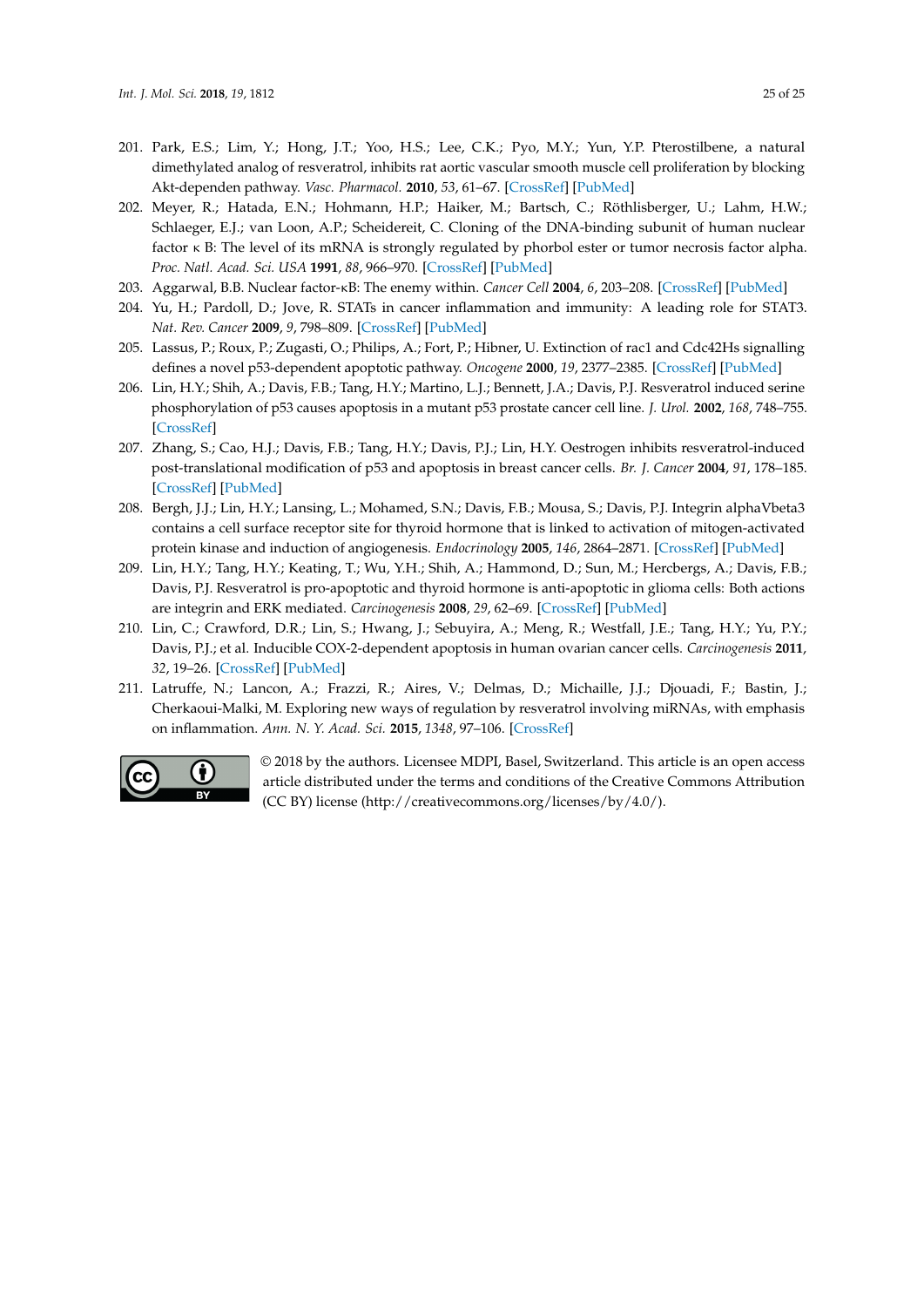201. Park, E.S.; Lim, Y.; Hong, J.T.; Yoo, H.S.; Lee, C.K.; Pyo, M.Y.; Yun, Y.P. Pterostilbene, a natural dimethylated analog of resveratrol, inhibits rat aortic vascular smooth muscle cell proliferation by blocking Akt-dependen pathway. *Vasc. Pharmacol.* **2010**, *53*, 61–67. [CrossRef] [PubMed]
202. Meyer, R.; Hatada, E.N.; Hohmann, H.P.; Haiker, M.; Bartsch, C.; Röthlisberger, U.; Lahm, H.W.; Schlaeger, E.J.; van Loon, A.P.; Scheidereit, C. Cloning of the DNA-binding subunit of human nuclear factor κ B: The level of its mRNA is strongly regulated by phorbol ester or tumor necrosis factor alpha. *Proc. Natl. Acad. Sci. USA* **1991**, *88*, 966–970. [CrossRef] [PubMed]
203. Aggarwal, B.B. Nuclear factor-κB: The enemy within. *Cancer Cell* **2004**, *6*, 203–208. [CrossRef] [PubMed]
204. Yu, H.; Pardoll, D.; Jove, R. STATs in cancer inflammation and immunity: A leading role for STAT3. *Nat. Rev. Cancer* **2009**, *9*, 798–809. [CrossRef] [PubMed]
205. Lassus, P.; Roux, P.; Zugasti, O.; Philips, A.; Fort, P.; Hibner, U. Extinction of rac1 and Cdc42Hs signalling defines a novel p53-dependent apoptotic pathway. *Oncogene* **2000**, *19*, 2377–2385. [CrossRef] [PubMed]
206. Lin, H.Y.; Shih, A.; Davis, F.B.; Tang, H.Y.; Martino, L.J.; Bennett, J.A.; Davis, P.J. Resveratrol induced serine phosphorylation of p53 causes apoptosis in a mutant p53 prostate cancer cell line. *J. Urol.* **2002**, *168*, 748–755. [CrossRef]
207. Zhang, S.; Cao, H.J.; Davis, F.B.; Tang, H.Y.; Davis, P.J.; Lin, H.Y. Oestrogen inhibits resveratrol-induced post-translational modification of p53 and apoptosis in breast cancer cells. *Br. J. Cancer* **2004**, *91*, 178–185. [CrossRef] [PubMed]
208. Bergh, J.J.; Lin, H.Y.; Lansing, L.; Mohamed, S.N.; Davis, F.B.; Mousa, S.; Davis, P.J. Integrin alphaVbeta3 contains a cell surface receptor site for thyroid hormone that is linked to activation of mitogen-activated protein kinase and induction of angiogenesis. *Endocrinology* **2005**, *146*, 2864–2871. [CrossRef] [PubMed]
209. Lin, H.Y.; Tang, H.Y.; Keating, T.; Wu, Y.H.; Shih, A.; Hammond, D.; Sun, M.; Hercbergs, A.; Davis, F.B.; Davis, P.J. Resveratrol is pro-apoptotic and thyroid hormone is anti-apoptotic in glioma cells: Both actions are integrin and ERK mediated. *Carcinogenesis* **2008**, *29*, 62–69. [CrossRef] [PubMed]
210. Lin, C.; Crawford, D.R.; Lin, S.; Hwang, J.; Sebuyira, A.; Meng, R.; Westfall, J.E.; Tang, H.Y.; Yu, P.Y.; Davis, P.J.; et al. Inducible COX-2-dependent apoptosis in human ovarian cancer cells. *Carcinogenesis* **2011**, *32*, 19–26. [CrossRef] [PubMed]
211. Latruffe, N.; Lancon, A.; Frazzi, R.; Aires, V.; Delmas, D.; Michaille, J.J.; Djouadi, F.; Bastin, J.; Cherkaoui-Malki, M. Exploring new ways of regulation by resveratrol involving miRNAs, with emphasis on inflammation. *Ann. N. Y. Acad. Sci.* **2015**, *1348*, 97–106. [CrossRef]

© 2018 by the authors. Licensee MDPI, Basel, Switzerland. This article is an open access article distributed under the terms and conditions of the Creative Commons Attribution (CC BY) license (http://creativecommons.org/licenses/by/4.0/).